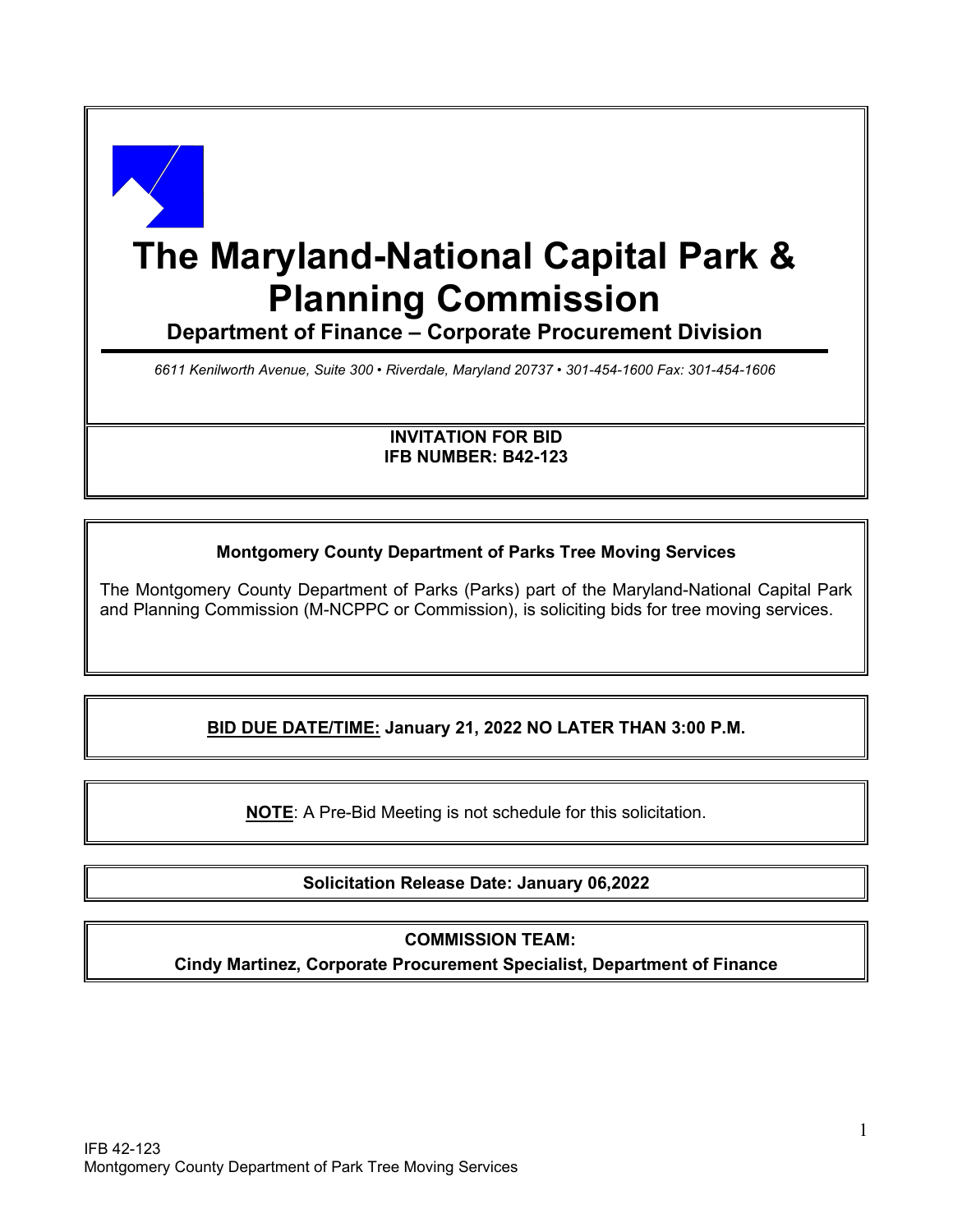# The Maryland-National Capital Park & Planning Commission

**Department of Finance – Corporate Procurement Division**

*6611 Kenilworth Avenue, Suite 300 • Riverdale, Maryland 20737 • 301-454-1600 Fax: 301-454-1606*

**INVITATION FOR BID**
**IFB NUMBER: B42-123**

**Montgomery County Department of Parks Tree Moving Services**

The Montgomery County Department of Parks (Parks) part of the Maryland-National Capital Park and Planning Commission (M-NCPPC or Commission), is soliciting bids for tree moving services.

**BID DUE DATE/TIME: January 21, 2022 NO LATER THAN 3:00 P.M.**

**NOTE**: A Pre-Bid Meeting is not schedule for this solicitation.

**Solicitation Release Date: January 06,2022**

**COMMISSION TEAM:**
**Cindy Martinez, Corporate Procurement Specialist, Department of Finance**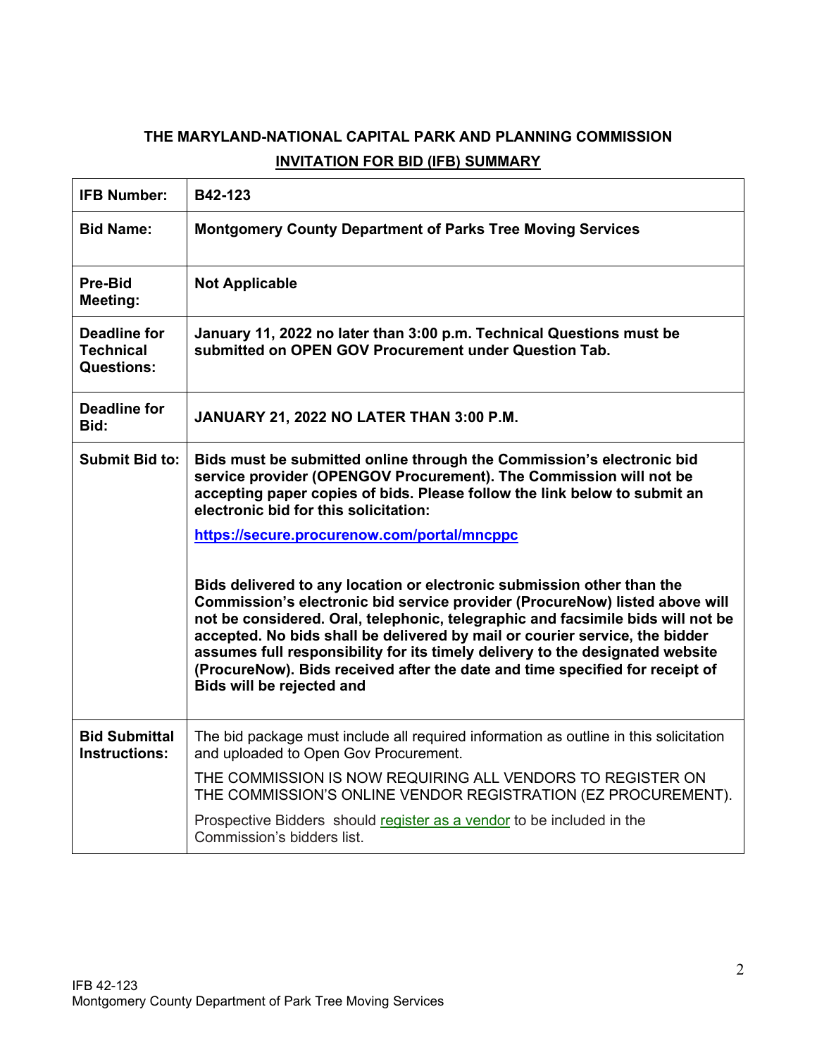**THE MARYLAND-NATIONAL CAPITAL PARK AND PLANNING COMMISSION**

**INVITATION FOR BID (IFB) SUMMARY**

| **IFB Number:** | **B42-123** |
|---|---|
| **Bid Name:** | **Montgomery County Department of Parks Tree Moving Services** |
| **Pre-Bid Meeting:** | **Not Applicable** |
| **Deadline for Technical Questions:** | **January 11, 2022 no later than 3:00 p.m. Technical Questions must be submitted on OPEN GOV Procurement under Question Tab.** |
| **Deadline for Bid:** | **JANUARY 21, 2022 NO LATER THAN 3:00 P.M.** |
| **Submit Bid to:** | **Bids must be submitted online through the Commission's electronic bid service provider (OPENGOV Procurement). The Commission will not be accepting paper copies of bids. Please follow the link below to submit an electronic bid for this solicitation:** <br><br> **https://secure.procurenow.com/portal/mncppc** <br><br> **Bids delivered to any location or electronic submission other than the Commission's electronic bid service provider (ProcureNow) listed above will not be considered. Oral, telephonic, telegraphic and facsimile bids will not be accepted. No bids shall be delivered by mail or courier service, the bidder assumes full responsibility for its timely delivery to the designated website (ProcureNow). Bids received after the date and time specified for receipt of Bids will be rejected and** |
| **Bid Submittal Instructions:** | The bid package must include all required information as outline in this solicitation and uploaded to Open Gov Procurement. <br><br> THE COMMISSION IS NOW REQUIRING ALL VENDORS TO REGISTER ON THE COMMISSION'S ONLINE VENDOR REGISTRATION (EZ PROCUREMENT). <br><br> Prospective Bidders should register as a vendor to be included in the Commission's bidders list. |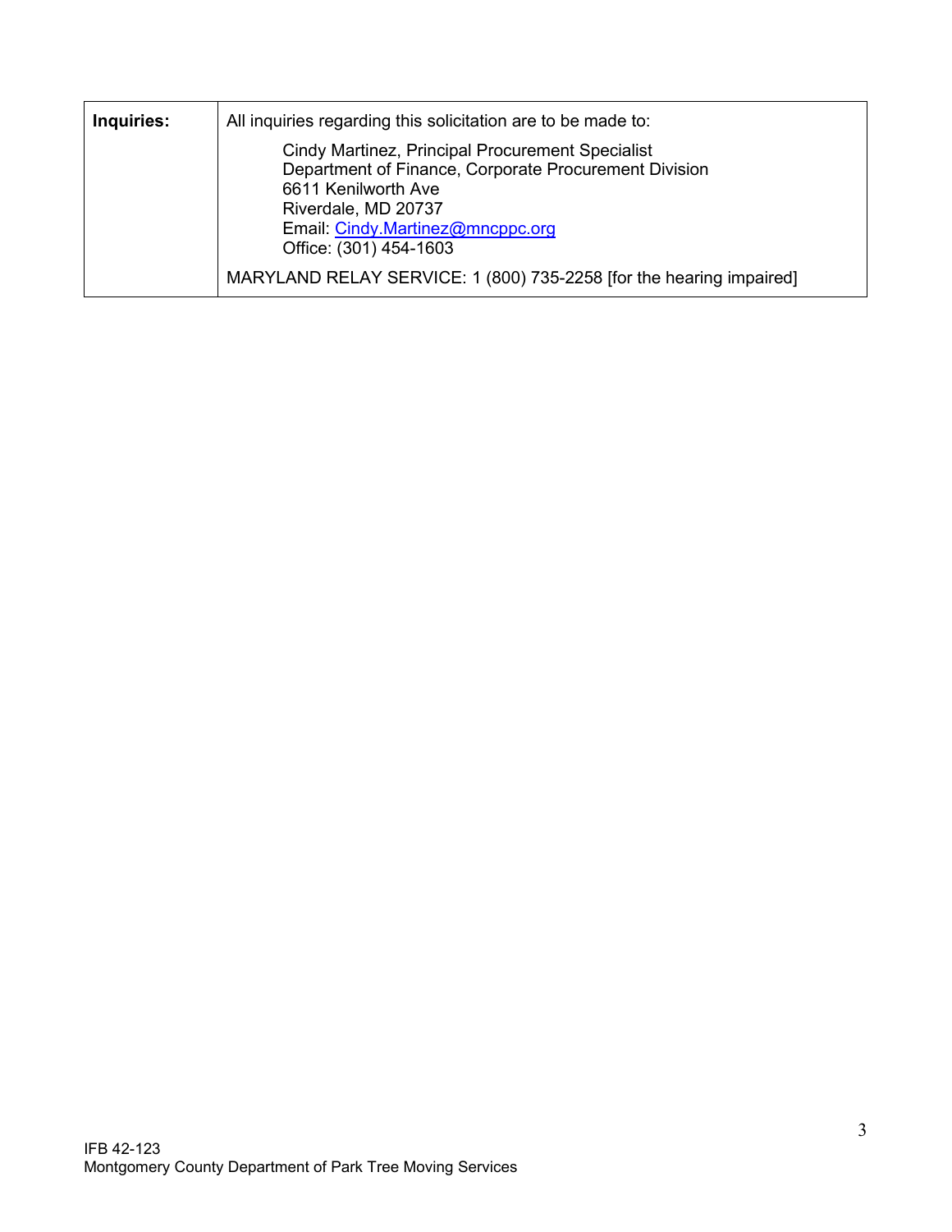| **Inquiries:** | All inquiries regarding this solicitation are to be made to:<br><br>Cindy Martinez, Principal Procurement Specialist<br>Department of Finance, Corporate Procurement Division<br>6611 Kenilworth Ave<br>Riverdale, MD 20737<br>Email: Cindy.Martinez@mncppc.org<br>Office: (301) 454-1603<br><br>MARYLAND RELAY SERVICE: 1 (800) 735-2258 [for the hearing impaired] |
|---|---|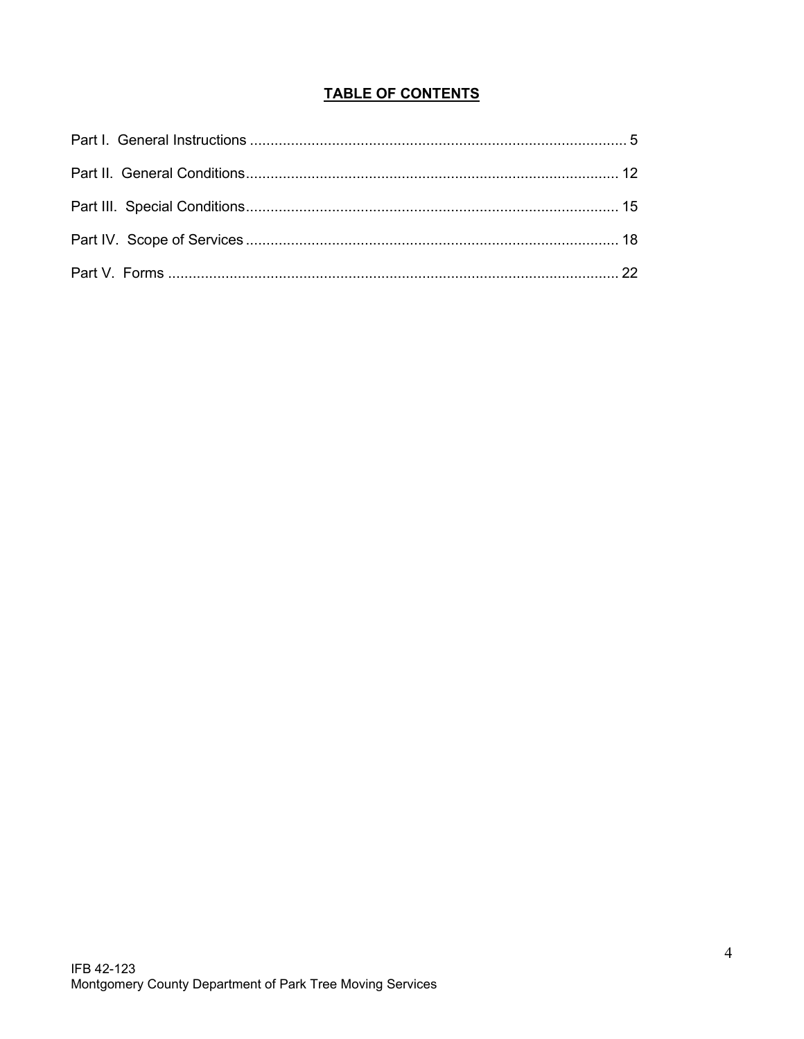# TABLE OF CONTENTS

Part I. General Instructions ........................................................................................... 5

Part II. General Conditions.......................................................................................... 12

Part III. Special Conditions.......................................................................................... 15

Part IV. Scope of Services .......................................................................................... 18

Part V. Forms ............................................................................................................. 22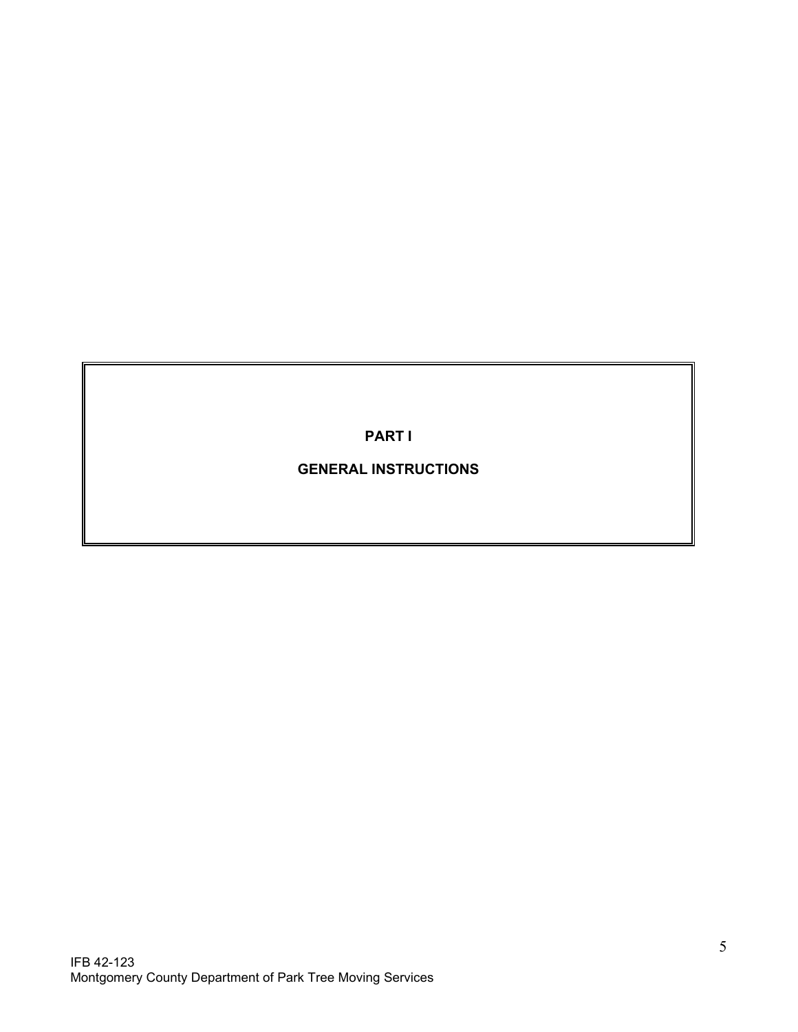# PART I

# GENERAL INSTRUCTIONS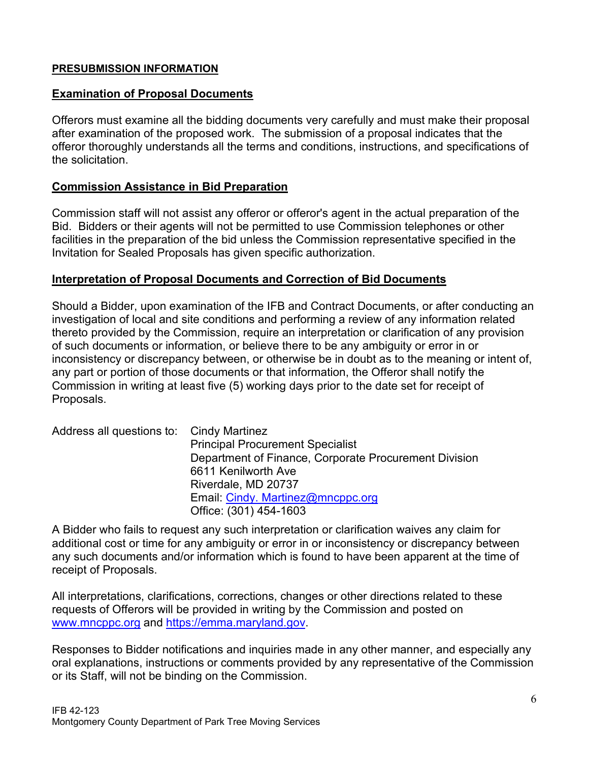## PRESUBMISSION INFORMATION

### Examination of Proposal Documents

Offerors must examine all the bidding documents very carefully and must make their proposal after examination of the proposed work. The submission of a proposal indicates that the offeror thoroughly understands all the terms and conditions, instructions, and specifications of the solicitation.

### Commission Assistance in Bid Preparation

Commission staff will not assist any offeror or offeror's agent in the actual preparation of the Bid. Bidders or their agents will not be permitted to use Commission telephones or other facilities in the preparation of the bid unless the Commission representative specified in the Invitation for Sealed Proposals has given specific authorization.

### Interpretation of Proposal Documents and Correction of Bid Documents

Should a Bidder, upon examination of the IFB and Contract Documents, or after conducting an investigation of local and site conditions and performing a review of any information related thereto provided by the Commission, require an interpretation or clarification of any provision of such documents or information, or believe there to be any ambiguity or error in or inconsistency or discrepancy between, or otherwise be in doubt as to the meaning or intent of, any part or portion of those documents or that information, the Offeror shall notify the Commission in writing at least five (5) working days prior to the date set for receipt of Proposals.

Address all questions to:
Cindy Martinez
Principal Procurement Specialist
Department of Finance, Corporate Procurement Division
6611 Kenilworth Ave
Riverdale, MD 20737
Email: Cindy. Martinez@mncppc.org
Office: (301) 454-1603

A Bidder who fails to request any such interpretation or clarification waives any claim for additional cost or time for any ambiguity or error in or inconsistency or discrepancy between any such documents and/or information which is found to have been apparent at the time of receipt of Proposals.

All interpretations, clarifications, corrections, changes or other directions related to these requests of Offerors will be provided in writing by the Commission and posted on www.mncppc.org and https://emma.maryland.gov.

Responses to Bidder notifications and inquiries made in any other manner, and especially any oral explanations, instructions or comments provided by any representative of the Commission or its Staff, will not be binding on the Commission.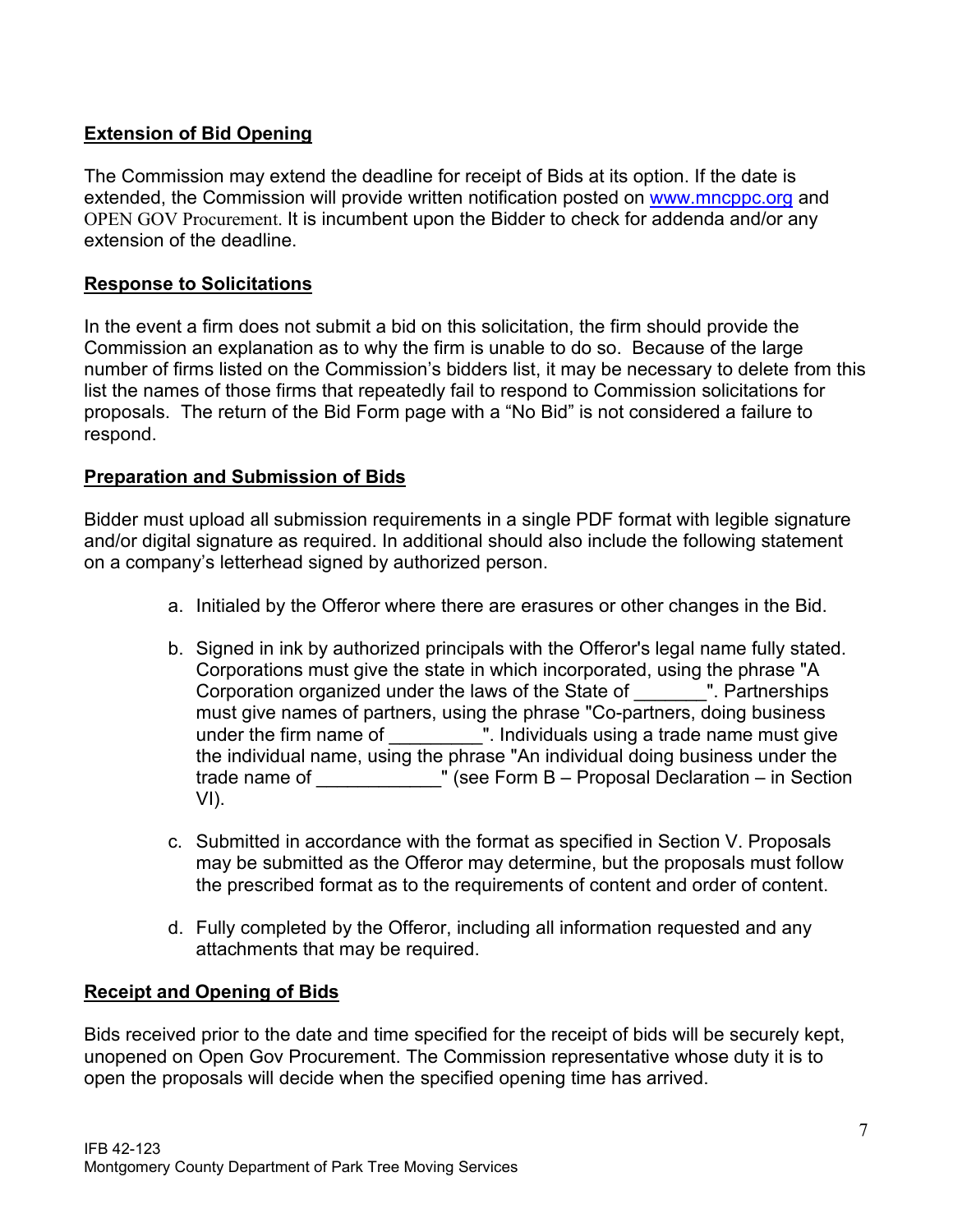**Extension of Bid Opening**

The Commission may extend the deadline for receipt of Bids at its option. If the date is extended, the Commission will provide written notification posted on www.mncppc.org and OPEN GOV Procurement. It is incumbent upon the Bidder to check for addenda and/or any extension of the deadline.

**Response to Solicitations**

In the event a firm does not submit a bid on this solicitation, the firm should provide the Commission an explanation as to why the firm is unable to do so. Because of the large number of firms listed on the Commission's bidders list, it may be necessary to delete from this list the names of those firms that repeatedly fail to respond to Commission solicitations for proposals. The return of the Bid Form page with a "No Bid" is not considered a failure to respond.

**Preparation and Submission of Bids**

Bidder must upload all submission requirements in a single PDF format with legible signature and/or digital signature as required. In additional should also include the following statement on a company's letterhead signed by authorized person.

a. Initialed by the Offeror where there are erasures or other changes in the Bid.

b. Signed in ink by authorized principals with the Offeror's legal name fully stated. Corporations must give the state in which incorporated, using the phrase "A Corporation organized under the laws of the State of _______". Partnerships must give names of partners, using the phrase "Co-partners, doing business under the firm name of _________". Individuals using a trade name must give the individual name, using the phrase "An individual doing business under the trade name of ____________" (see Form B – Proposal Declaration – in Section VI).

c. Submitted in accordance with the format as specified in Section V. Proposals may be submitted as the Offeror may determine, but the proposals must follow the prescribed format as to the requirements of content and order of content.

d. Fully completed by the Offeror, including all information requested and any attachments that may be required.

**Receipt and Opening of Bids**

Bids received prior to the date and time specified for the receipt of bids will be securely kept, unopened on Open Gov Procurement. The Commission representative whose duty it is to open the proposals will decide when the specified opening time has arrived.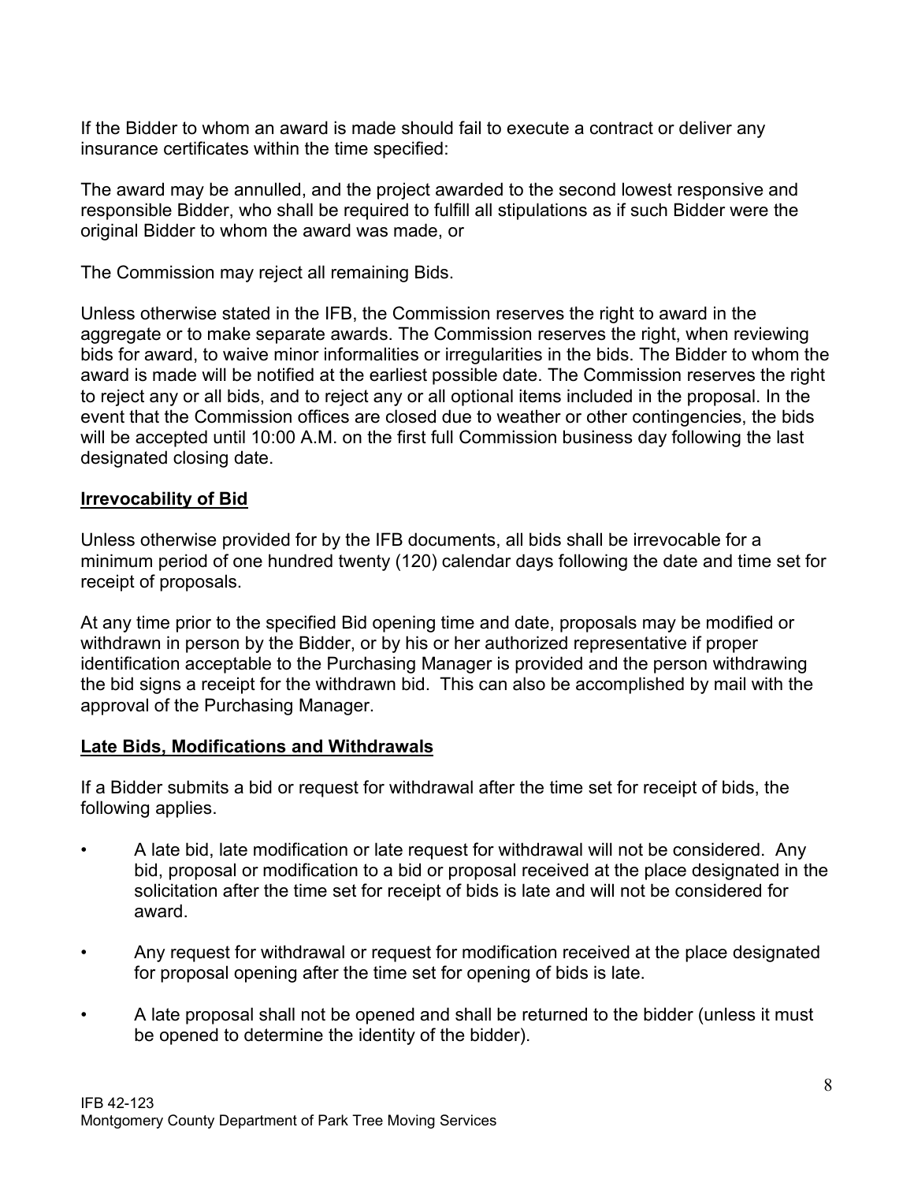If the Bidder to whom an award is made should fail to execute a contract or deliver any insurance certificates within the time specified:

The award may be annulled, and the project awarded to the second lowest responsive and responsible Bidder, who shall be required to fulfill all stipulations as if such Bidder were the original Bidder to whom the award was made, or

The Commission may reject all remaining Bids.

Unless otherwise stated in the IFB, the Commission reserves the right to award in the aggregate or to make separate awards. The Commission reserves the right, when reviewing bids for award, to waive minor informalities or irregularities in the bids. The Bidder to whom the award is made will be notified at the earliest possible date. The Commission reserves the right to reject any or all bids, and to reject any or all optional items included in the proposal. In the event that the Commission offices are closed due to weather or other contingencies, the bids will be accepted until 10:00 A.M. on the first full Commission business day following the last designated closing date.

**Irrevocability of Bid**

Unless otherwise provided for by the IFB documents, all bids shall be irrevocable for a minimum period of one hundred twenty (120) calendar days following the date and time set for receipt of proposals.

At any time prior to the specified Bid opening time and date, proposals may be modified or withdrawn in person by the Bidder, or by his or her authorized representative if proper identification acceptable to the Purchasing Manager is provided and the person withdrawing the bid signs a receipt for the withdrawn bid. This can also be accomplished by mail with the approval of the Purchasing Manager.

**Late Bids, Modifications and Withdrawals**

If a Bidder submits a bid or request for withdrawal after the time set for receipt of bids, the following applies.

- A late bid, late modification or late request for withdrawal will not be considered. Any bid, proposal or modification to a bid or proposal received at the place designated in the solicitation after the time set for receipt of bids is late and will not be considered for award.
- Any request for withdrawal or request for modification received at the place designated for proposal opening after the time set for opening of bids is late.
- A late proposal shall not be opened and shall be returned to the bidder (unless it must be opened to determine the identity of the bidder).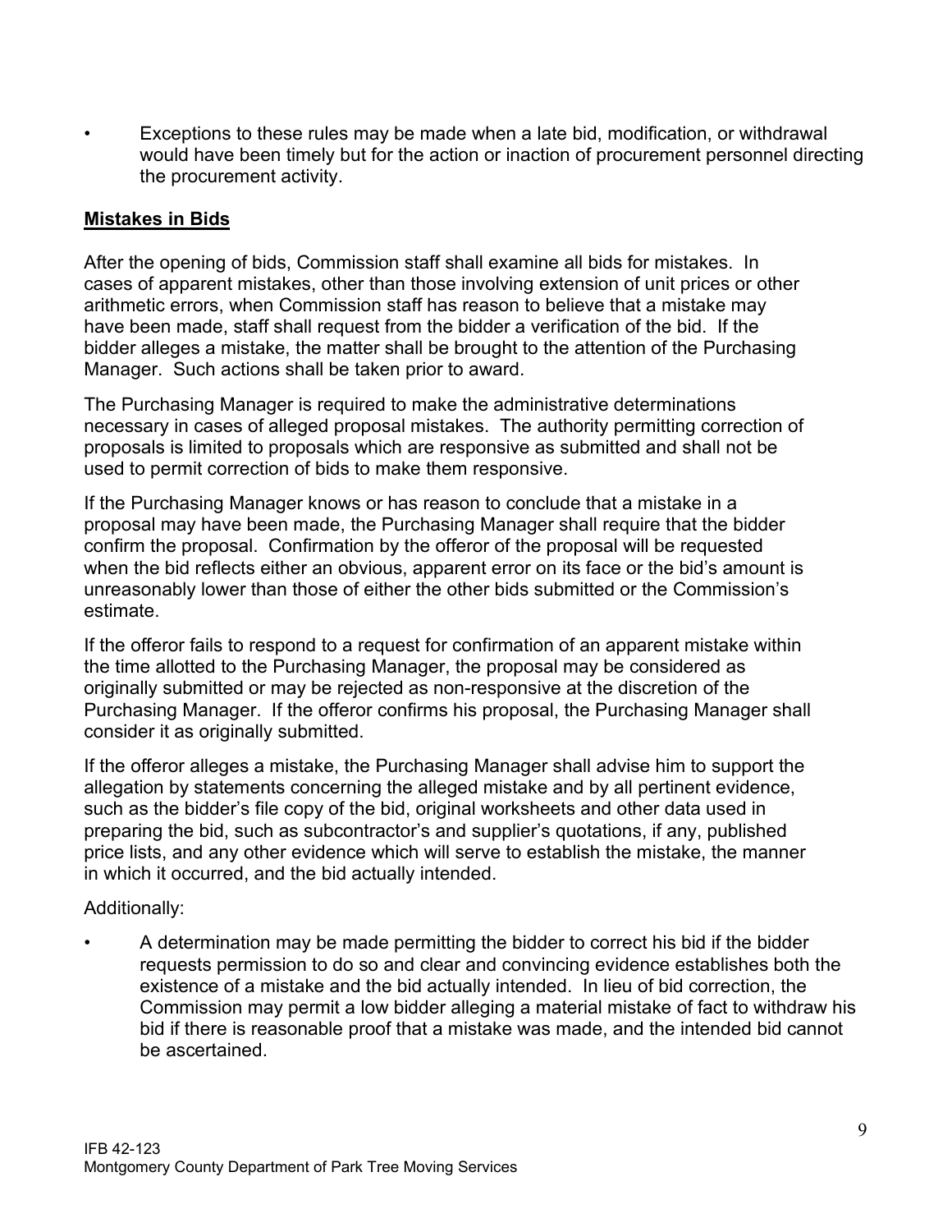- Exceptions to these rules may be made when a late bid, modification, or withdrawal would have been timely but for the action or inaction of procurement personnel directing the procurement activity.

**Mistakes in Bids**

After the opening of bids, Commission staff shall examine all bids for mistakes. In cases of apparent mistakes, other than those involving extension of unit prices or other arithmetic errors, when Commission staff has reason to believe that a mistake may have been made, staff shall request from the bidder a verification of the bid. If the bidder alleges a mistake, the matter shall be brought to the attention of the Purchasing Manager. Such actions shall be taken prior to award.

The Purchasing Manager is required to make the administrative determinations necessary in cases of alleged proposal mistakes. The authority permitting correction of proposals is limited to proposals which are responsive as submitted and shall not be used to permit correction of bids to make them responsive.

If the Purchasing Manager knows or has reason to conclude that a mistake in a proposal may have been made, the Purchasing Manager shall require that the bidder confirm the proposal. Confirmation by the offeror of the proposal will be requested when the bid reflects either an obvious, apparent error on its face or the bid's amount is unreasonably lower than those of either the other bids submitted or the Commission's estimate.

If the offeror fails to respond to a request for confirmation of an apparent mistake within the time allotted to the Purchasing Manager, the proposal may be considered as originally submitted or may be rejected as non-responsive at the discretion of the Purchasing Manager. If the offeror confirms his proposal, the Purchasing Manager shall consider it as originally submitted.

If the offeror alleges a mistake, the Purchasing Manager shall advise him to support the allegation by statements concerning the alleged mistake and by all pertinent evidence, such as the bidder's file copy of the bid, original worksheets and other data used in preparing the bid, such as subcontractor's and supplier's quotations, if any, published price lists, and any other evidence which will serve to establish the mistake, the manner in which it occurred, and the bid actually intended.

Additionally:

- A determination may be made permitting the bidder to correct his bid if the bidder requests permission to do so and clear and convincing evidence establishes both the existence of a mistake and the bid actually intended. In lieu of bid correction, the Commission may permit a low bidder alleging a material mistake of fact to withdraw his bid if there is reasonable proof that a mistake was made, and the intended bid cannot be ascertained.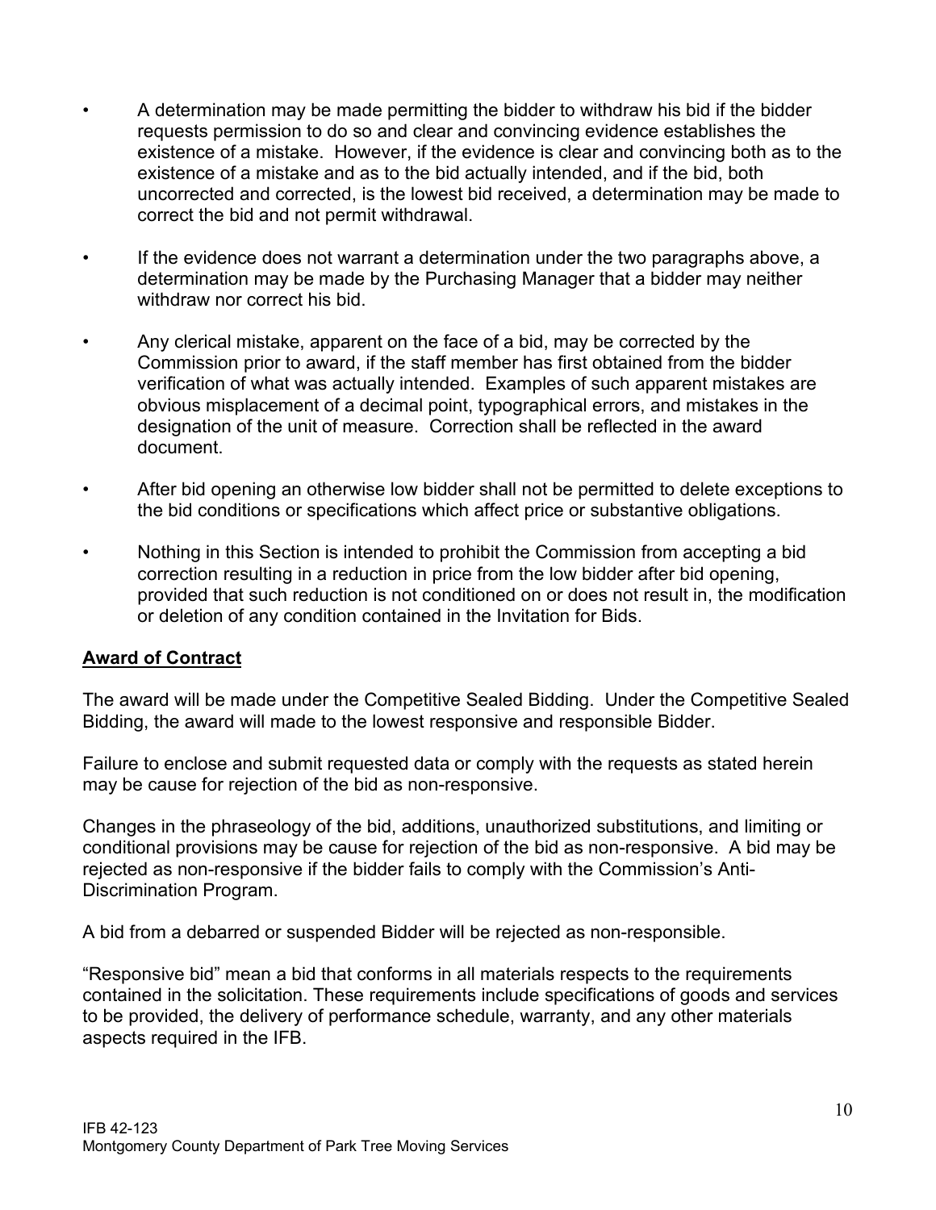- A determination may be made permitting the bidder to withdraw his bid if the bidder requests permission to do so and clear and convincing evidence establishes the existence of a mistake. However, if the evidence is clear and convincing both as to the existence of a mistake and as to the bid actually intended, and if the bid, both uncorrected and corrected, is the lowest bid received, a determination may be made to correct the bid and not permit withdrawal.
- If the evidence does not warrant a determination under the two paragraphs above, a determination may be made by the Purchasing Manager that a bidder may neither withdraw nor correct his bid.
- Any clerical mistake, apparent on the face of a bid, may be corrected by the Commission prior to award, if the staff member has first obtained from the bidder verification of what was actually intended. Examples of such apparent mistakes are obvious misplacement of a decimal point, typographical errors, and mistakes in the designation of the unit of measure. Correction shall be reflected in the award document.
- After bid opening an otherwise low bidder shall not be permitted to delete exceptions to the bid conditions or specifications which affect price or substantive obligations.
- Nothing in this Section is intended to prohibit the Commission from accepting a bid correction resulting in a reduction in price from the low bidder after bid opening, provided that such reduction is not conditioned on or does not result in, the modification or deletion of any condition contained in the Invitation for Bids.

## Award of Contract

The award will be made under the Competitive Sealed Bidding. Under the Competitive Sealed Bidding, the award will made to the lowest responsive and responsible Bidder.

Failure to enclose and submit requested data or comply with the requests as stated herein may be cause for rejection of the bid as non-responsive.

Changes in the phraseology of the bid, additions, unauthorized substitutions, and limiting or conditional provisions may be cause for rejection of the bid as non-responsive. A bid may be rejected as non-responsive if the bidder fails to comply with the Commission's Anti-Discrimination Program.

A bid from a debarred or suspended Bidder will be rejected as non-responsible.

"Responsive bid" mean a bid that conforms in all materials respects to the requirements contained in the solicitation. These requirements include specifications of goods and services to be provided, the delivery of performance schedule, warranty, and any other materials aspects required in the IFB.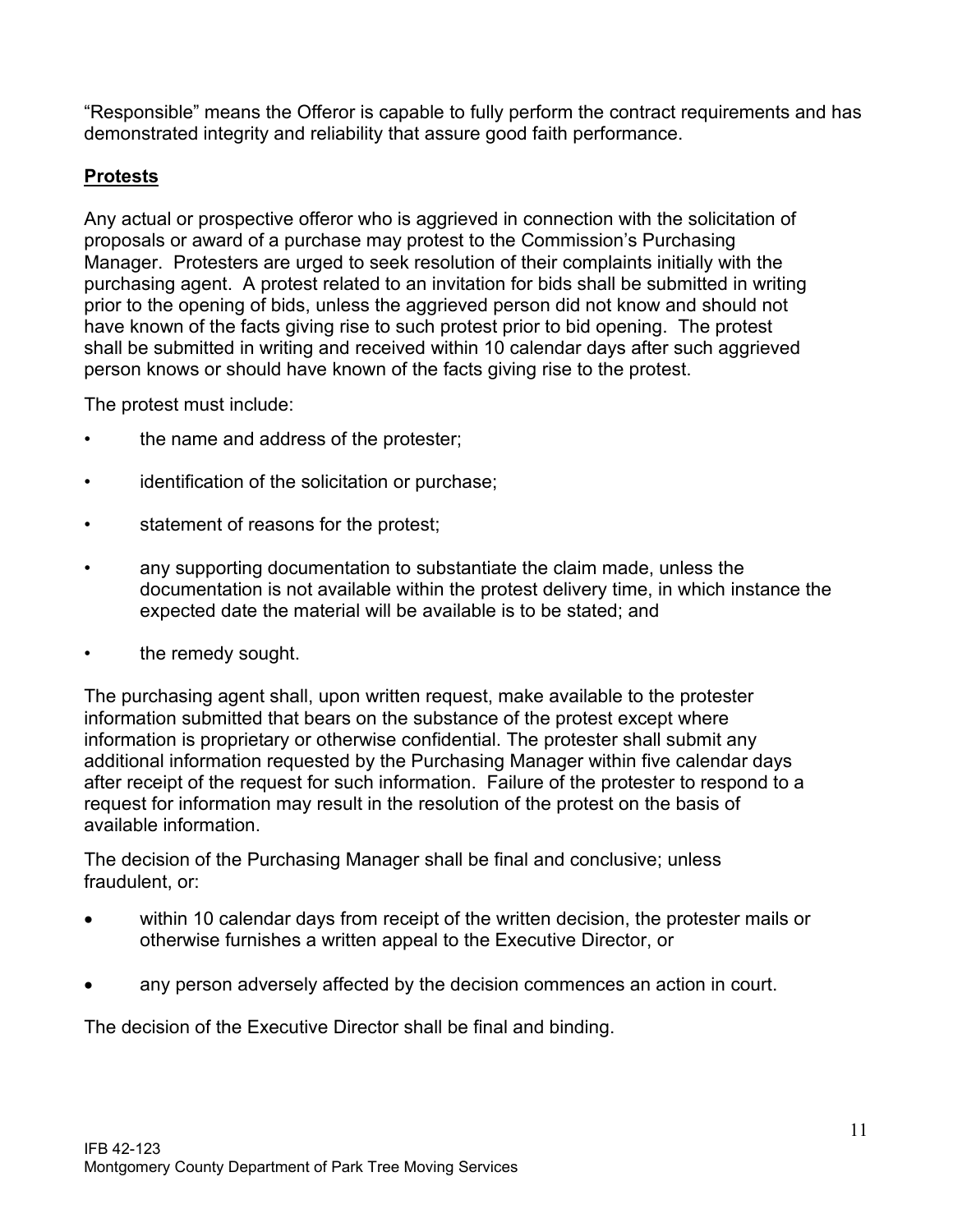"Responsible" means the Offeror is capable to fully perform the contract requirements and has demonstrated integrity and reliability that assure good faith performance.

**Protests**

Any actual or prospective offeror who is aggrieved in connection with the solicitation of proposals or award of a purchase may protest to the Commission's Purchasing Manager. Protesters are urged to seek resolution of their complaints initially with the purchasing agent. A protest related to an invitation for bids shall be submitted in writing prior to the opening of bids, unless the aggrieved person did not know and should not have known of the facts giving rise to such protest prior to bid opening. The protest shall be submitted in writing and received within 10 calendar days after such aggrieved person knows or should have known of the facts giving rise to the protest.

The protest must include:

- the name and address of the protester;
- identification of the solicitation or purchase;
- statement of reasons for the protest;
- any supporting documentation to substantiate the claim made, unless the documentation is not available within the protest delivery time, in which instance the expected date the material will be available is to be stated; and
- the remedy sought.

The purchasing agent shall, upon written request, make available to the protester information submitted that bears on the substance of the protest except where information is proprietary or otherwise confidential. The protester shall submit any additional information requested by the Purchasing Manager within five calendar days after receipt of the request for such information. Failure of the protester to respond to a request for information may result in the resolution of the protest on the basis of available information.

The decision of the Purchasing Manager shall be final and conclusive; unless fraudulent, or:

- within 10 calendar days from receipt of the written decision, the protester mails or otherwise furnishes a written appeal to the Executive Director, or
- any person adversely affected by the decision commences an action in court.

The decision of the Executive Director shall be final and binding.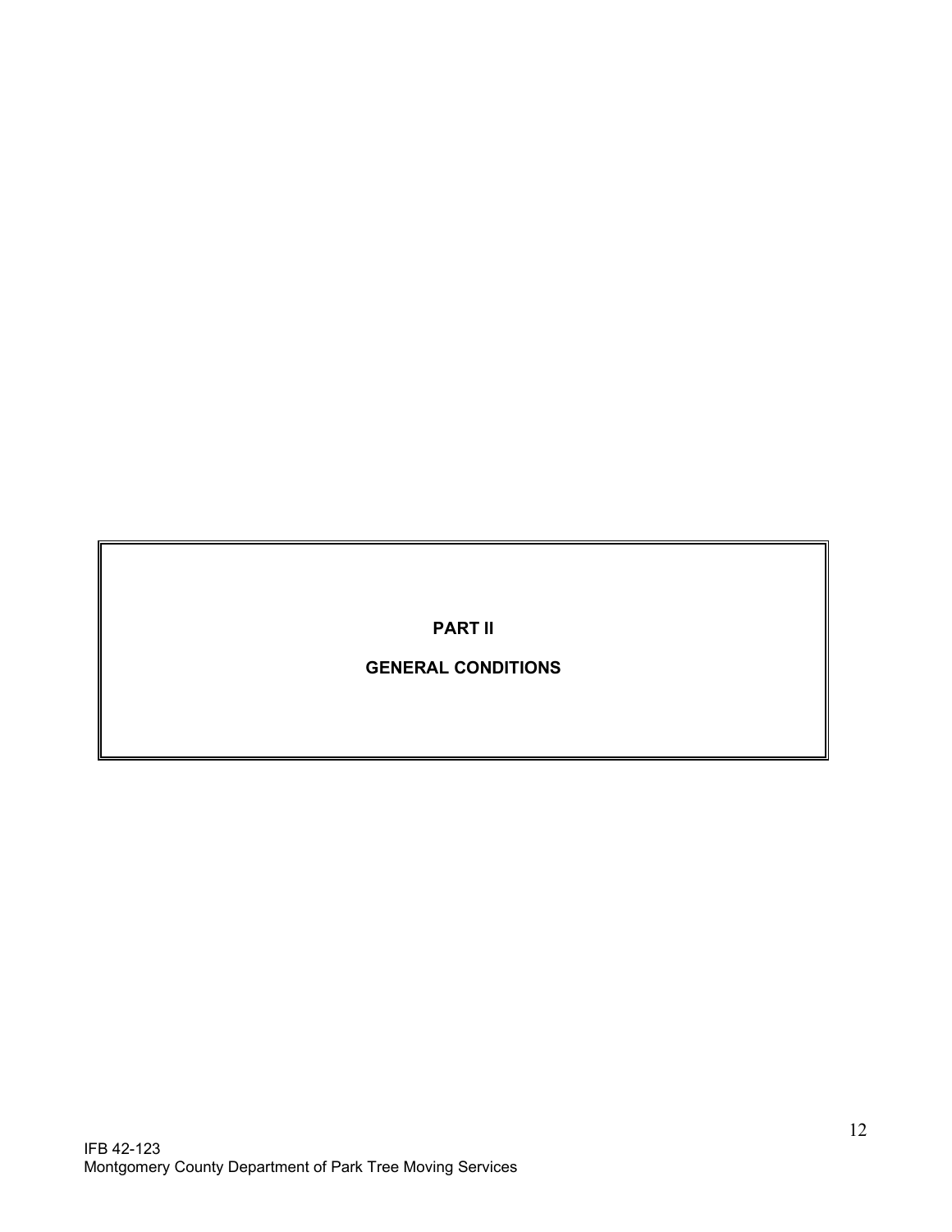# PART II

## GENERAL CONDITIONS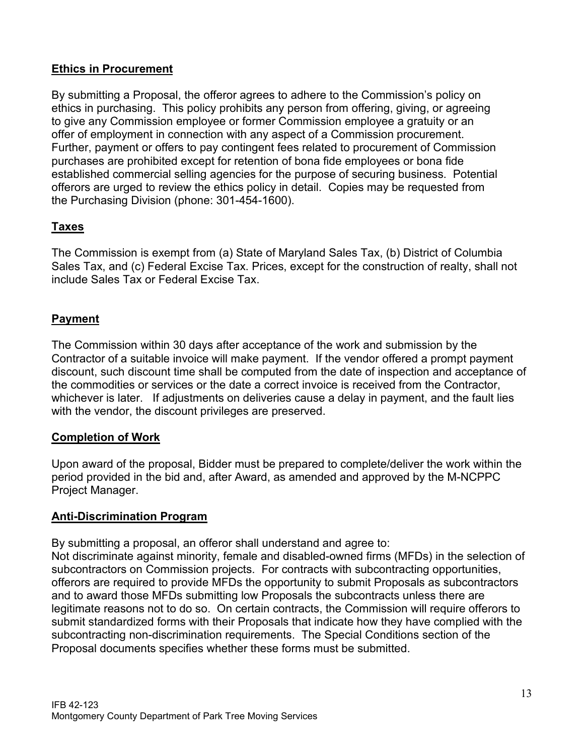**Ethics in Procurement**

By submitting a Proposal, the offeror agrees to adhere to the Commission's policy on ethics in purchasing. This policy prohibits any person from offering, giving, or agreeing to give any Commission employee or former Commission employee a gratuity or an offer of employment in connection with any aspect of a Commission procurement. Further, payment or offers to pay contingent fees related to procurement of Commission purchases are prohibited except for retention of bona fide employees or bona fide established commercial selling agencies for the purpose of securing business. Potential offerors are urged to review the ethics policy in detail. Copies may be requested from the Purchasing Division (phone: 301-454-1600).

**Taxes**

The Commission is exempt from (a) State of Maryland Sales Tax, (b) District of Columbia Sales Tax, and (c) Federal Excise Tax. Prices, except for the construction of realty, shall not include Sales Tax or Federal Excise Tax.

**Payment**

The Commission within 30 days after acceptance of the work and submission by the Contractor of a suitable invoice will make payment. If the vendor offered a prompt payment discount, such discount time shall be computed from the date of inspection and acceptance of the commodities or services or the date a correct invoice is received from the Contractor, whichever is later. If adjustments on deliveries cause a delay in payment, and the fault lies with the vendor, the discount privileges are preserved.

**Completion of Work**

Upon award of the proposal, Bidder must be prepared to complete/deliver the work within the period provided in the bid and, after Award, as amended and approved by the M-NCPPC Project Manager.

**Anti-Discrimination Program**

By submitting a proposal, an offeror shall understand and agree to:
Not discriminate against minority, female and disabled-owned firms (MFDs) in the selection of subcontractors on Commission projects. For contracts with subcontracting opportunities, offerors are required to provide MFDs the opportunity to submit Proposals as subcontractors and to award those MFDs submitting low Proposals the subcontracts unless there are legitimate reasons not to do so. On certain contracts, the Commission will require offerors to submit standardized forms with their Proposals that indicate how they have complied with the subcontracting non-discrimination requirements. The Special Conditions section of the Proposal documents specifies whether these forms must be submitted.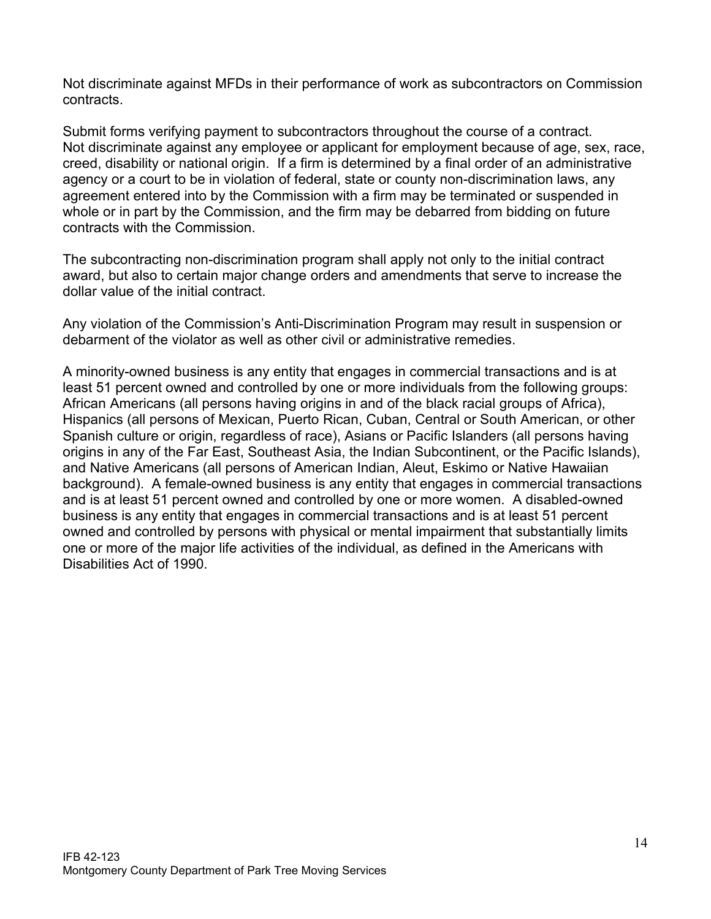Not discriminate against MFDs in their performance of work as subcontractors on Commission contracts.

Submit forms verifying payment to subcontractors throughout the course of a contract.
Not discriminate against any employee or applicant for employment because of age, sex, race, creed, disability or national origin. If a firm is determined by a final order of an administrative agency or a court to be in violation of federal, state or county non-discrimination laws, any agreement entered into by the Commission with a firm may be terminated or suspended in whole or in part by the Commission, and the firm may be debarred from bidding on future contracts with the Commission.

The subcontracting non-discrimination program shall apply not only to the initial contract award, but also to certain major change orders and amendments that serve to increase the dollar value of the initial contract.

Any violation of the Commission's Anti-Discrimination Program may result in suspension or debarment of the violator as well as other civil or administrative remedies.

A minority-owned business is any entity that engages in commercial transactions and is at least 51 percent owned and controlled by one or more individuals from the following groups: African Americans (all persons having origins in and of the black racial groups of Africa), Hispanics (all persons of Mexican, Puerto Rican, Cuban, Central or South American, or other Spanish culture or origin, regardless of race), Asians or Pacific Islanders (all persons having origins in any of the Far East, Southeast Asia, the Indian Subcontinent, or the Pacific Islands), and Native Americans (all persons of American Indian, Aleut, Eskimo or Native Hawaiian background). A female-owned business is any entity that engages in commercial transactions and is at least 51 percent owned and controlled by one or more women. A disabled-owned business is any entity that engages in commercial transactions and is at least 51 percent owned and controlled by persons with physical or mental impairment that substantially limits one or more of the major life activities of the individual, as defined in the Americans with Disabilities Act of 1990.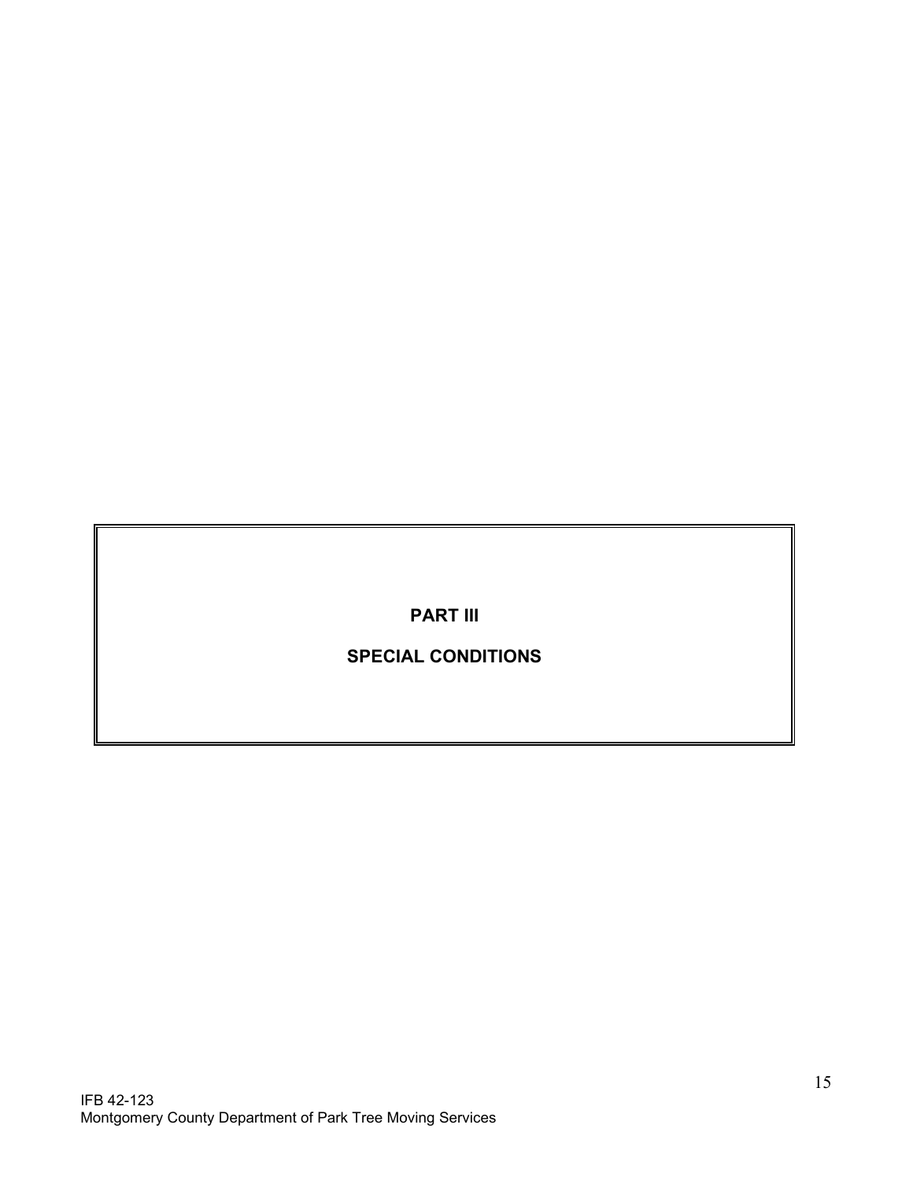# PART III

# SPECIAL CONDITIONS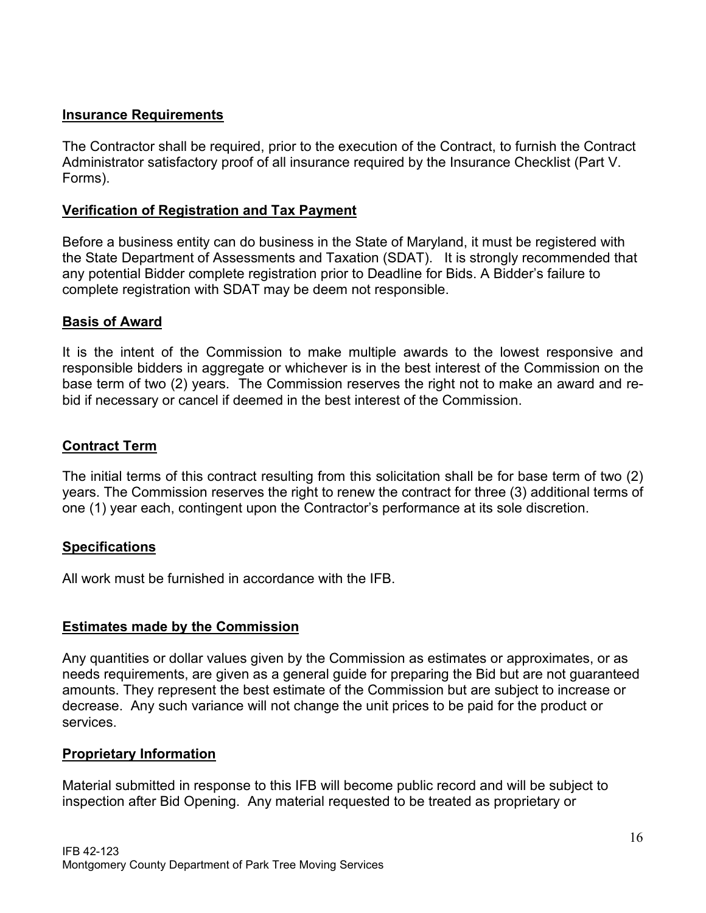**Insurance Requirements**

The Contractor shall be required, prior to the execution of the Contract, to furnish the Contract Administrator satisfactory proof of all insurance required by the Insurance Checklist (Part V. Forms).

**Verification of Registration and Tax Payment**

Before a business entity can do business in the State of Maryland, it must be registered with the State Department of Assessments and Taxation (SDAT). It is strongly recommended that any potential Bidder complete registration prior to Deadline for Bids. A Bidder's failure to complete registration with SDAT may be deem not responsible.

**Basis of Award**

It is the intent of the Commission to make multiple awards to the lowest responsive and responsible bidders in aggregate or whichever is in the best interest of the Commission on the base term of two (2) years. The Commission reserves the right not to make an award and re-bid if necessary or cancel if deemed in the best interest of the Commission.

**Contract Term**

The initial terms of this contract resulting from this solicitation shall be for base term of two (2) years. The Commission reserves the right to renew the contract for three (3) additional terms of one (1) year each, contingent upon the Contractor's performance at its sole discretion.

**Specifications**

All work must be furnished in accordance with the IFB.

**Estimates made by the Commission**

Any quantities or dollar values given by the Commission as estimates or approximates, or as needs requirements, are given as a general guide for preparing the Bid but are not guaranteed amounts. They represent the best estimate of the Commission but are subject to increase or decrease. Any such variance will not change the unit prices to be paid for the product or services.

**Proprietary Information**

Material submitted in response to this IFB will become public record and will be subject to inspection after Bid Opening. Any material requested to be treated as proprietary or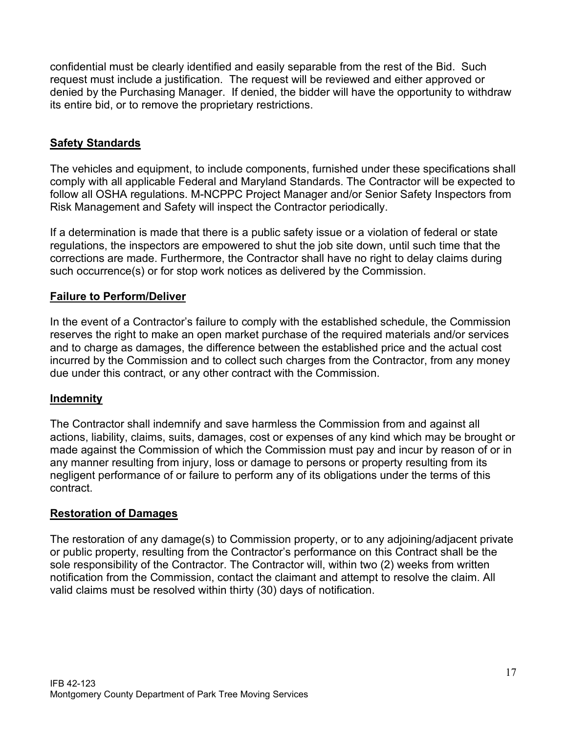confidential must be clearly identified and easily separable from the rest of the Bid. Such request must include a justification. The request will be reviewed and either approved or denied by the Purchasing Manager. If denied, the bidder will have the opportunity to withdraw its entire bid, or to remove the proprietary restrictions.

## Safety Standards

The vehicles and equipment, to include components, furnished under these specifications shall comply with all applicable Federal and Maryland Standards. The Contractor will be expected to follow all OSHA regulations. M-NCPPC Project Manager and/or Senior Safety Inspectors from Risk Management and Safety will inspect the Contractor periodically.

If a determination is made that there is a public safety issue or a violation of federal or state regulations, the inspectors are empowered to shut the job site down, until such time that the corrections are made. Furthermore, the Contractor shall have no right to delay claims during such occurrence(s) or for stop work notices as delivered by the Commission.

## Failure to Perform/Deliver

In the event of a Contractor's failure to comply with the established schedule, the Commission reserves the right to make an open market purchase of the required materials and/or services and to charge as damages, the difference between the established price and the actual cost incurred by the Commission and to collect such charges from the Contractor, from any money due under this contract, or any other contract with the Commission.

## Indemnity

The Contractor shall indemnify and save harmless the Commission from and against all actions, liability, claims, suits, damages, cost or expenses of any kind which may be brought or made against the Commission of which the Commission must pay and incur by reason of or in any manner resulting from injury, loss or damage to persons or property resulting from its negligent performance of or failure to perform any of its obligations under the terms of this contract.

## Restoration of Damages

The restoration of any damage(s) to Commission property, or to any adjoining/adjacent private or public property, resulting from the Contractor's performance on this Contract shall be the sole responsibility of the Contractor. The Contractor will, within two (2) weeks from written notification from the Commission, contact the claimant and attempt to resolve the claim. All valid claims must be resolved within thirty (30) days of notification.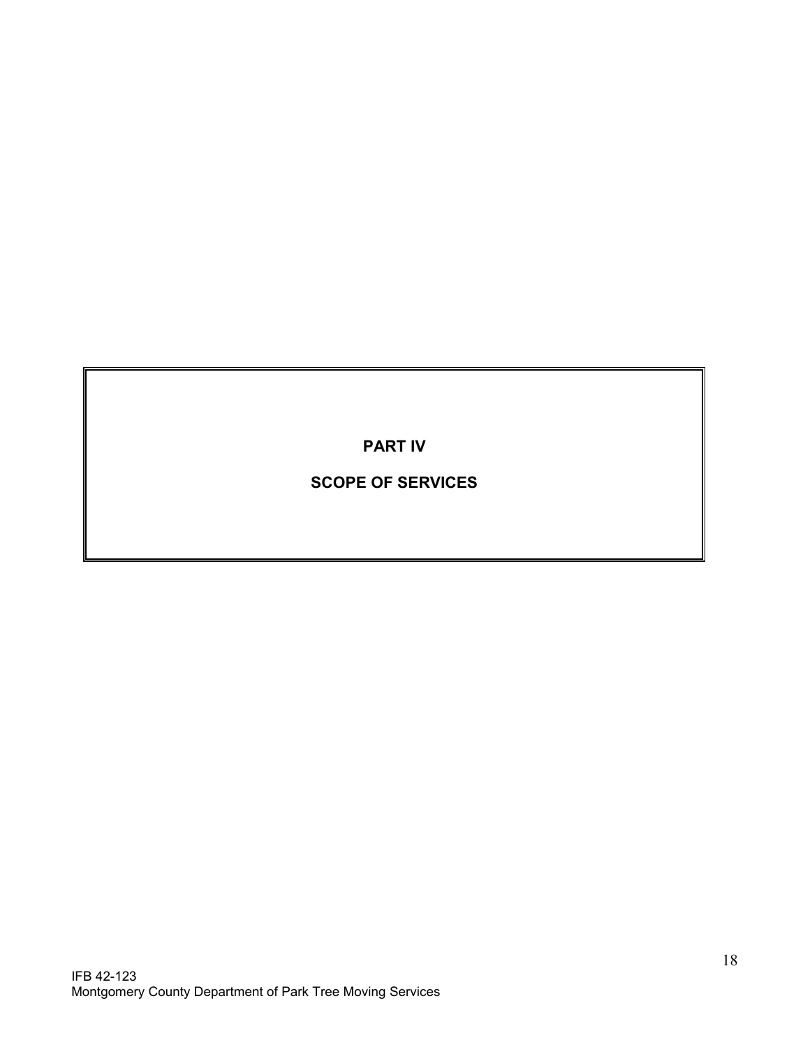# PART IV

# SCOPE OF SERVICES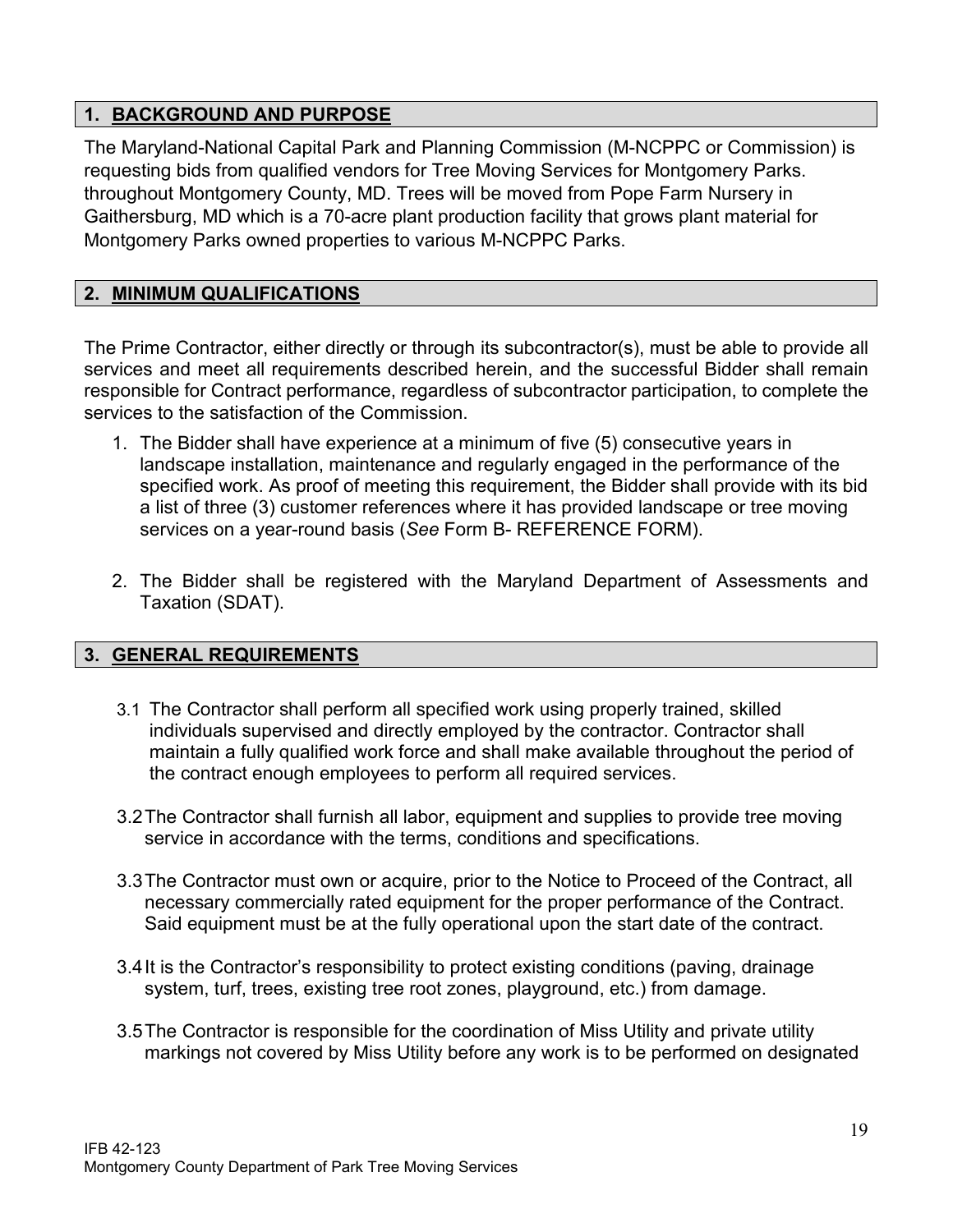## 1. BACKGROUND AND PURPOSE

The Maryland-National Capital Park and Planning Commission (M-NCPPC or Commission) is requesting bids from qualified vendors for Tree Moving Services for Montgomery Parks. throughout Montgomery County, MD. Trees will be moved from Pope Farm Nursery in Gaithersburg, MD which is a 70-acre plant production facility that grows plant material for Montgomery Parks owned properties to various M-NCPPC Parks.

## 2. MINIMUM QUALIFICATIONS

The Prime Contractor, either directly or through its subcontractor(s), must be able to provide all services and meet all requirements described herein, and the successful Bidder shall remain responsible for Contract performance, regardless of subcontractor participation, to complete the services to the satisfaction of the Commission.

1. The Bidder shall have experience at a minimum of five (5) consecutive years in landscape installation, maintenance and regularly engaged in the performance of the specified work. As proof of meeting this requirement, the Bidder shall provide with its bid a list of three (3) customer references where it has provided landscape or tree moving services on a year-round basis (*See* Form B- REFERENCE FORM).

2. The Bidder shall be registered with the Maryland Department of Assessments and Taxation (SDAT).

## 3. GENERAL REQUIREMENTS

3.1 The Contractor shall perform all specified work using properly trained, skilled individuals supervised and directly employed by the contractor. Contractor shall maintain a fully qualified work force and shall make available throughout the period of the contract enough employees to perform all required services.

3.2 The Contractor shall furnish all labor, equipment and supplies to provide tree moving service in accordance with the terms, conditions and specifications.

3.3 The Contractor must own or acquire, prior to the Notice to Proceed of the Contract, all necessary commercially rated equipment for the proper performance of the Contract. Said equipment must be at the fully operational upon the start date of the contract.

3.4 It is the Contractor's responsibility to protect existing conditions (paving, drainage system, turf, trees, existing tree root zones, playground, etc.) from damage.

3.5 The Contractor is responsible for the coordination of Miss Utility and private utility markings not covered by Miss Utility before any work is to be performed on designated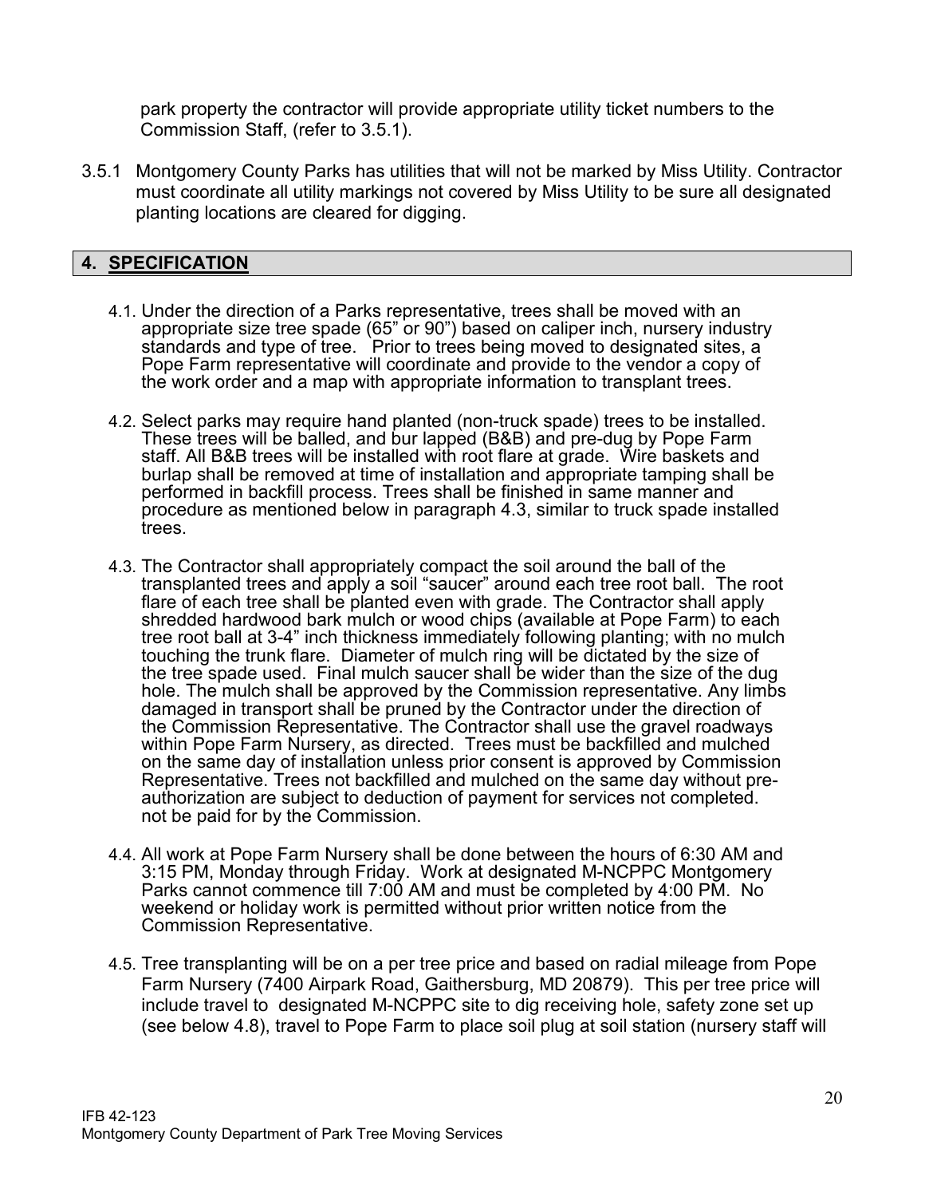park property the contractor will provide appropriate utility ticket numbers to the Commission Staff, (refer to 3.5.1).

3.5.1 Montgomery County Parks has utilities that will not be marked by Miss Utility. Contractor must coordinate all utility markings not covered by Miss Utility to be sure all designated planting locations are cleared for digging.

## 4. SPECIFICATION

4.1. Under the direction of a Parks representative, trees shall be moved with an appropriate size tree spade (65" or 90") based on caliper inch, nursery industry standards and type of tree. Prior to trees being moved to designated sites, a Pope Farm representative will coordinate and provide to the vendor a copy of the work order and a map with appropriate information to transplant trees.

4.2. Select parks may require hand planted (non-truck spade) trees to be installed. These trees will be balled, and bur lapped (B&B) and pre-dug by Pope Farm staff. All B&B trees will be installed with root flare at grade. Wire baskets and burlap shall be removed at time of installation and appropriate tamping shall be performed in backfill process. Trees shall be finished in same manner and procedure as mentioned below in paragraph 4.3, similar to truck spade installed trees.

4.3. The Contractor shall appropriately compact the soil around the ball of the transplanted trees and apply a soil "saucer" around each tree root ball. The root flare of each tree shall be planted even with grade. The Contractor shall apply shredded hardwood bark mulch or wood chips (available at Pope Farm) to each tree root ball at 3-4" inch thickness immediately following planting; with no mulch touching the trunk flare. Diameter of mulch ring will be dictated by the size of the tree spade used. Final mulch saucer shall be wider than the size of the dug hole. The mulch shall be approved by the Commission representative. Any limbs damaged in transport shall be pruned by the Contractor under the direction of the Commission Representative. The Contractor shall use the gravel roadways within Pope Farm Nursery, as directed. Trees must be backfilled and mulched on the same day of installation unless prior consent is approved by Commission Representative. Trees not backfilled and mulched on the same day without pre-authorization are subject to deduction of payment for services not completed. not be paid for by the Commission.

4.4. All work at Pope Farm Nursery shall be done between the hours of 6:30 AM and 3:15 PM, Monday through Friday. Work at designated M-NCPPC Montgomery Parks cannot commence till 7:00 AM and must be completed by 4:00 PM. No weekend or holiday work is permitted without prior written notice from the Commission Representative.

4.5. Tree transplanting will be on a per tree price and based on radial mileage from Pope Farm Nursery (7400 Airpark Road, Gaithersburg, MD 20879). This per tree price will include travel to designated M-NCPPC site to dig receiving hole, safety zone set up (see below 4.8), travel to Pope Farm to place soil plug at soil station (nursery staff will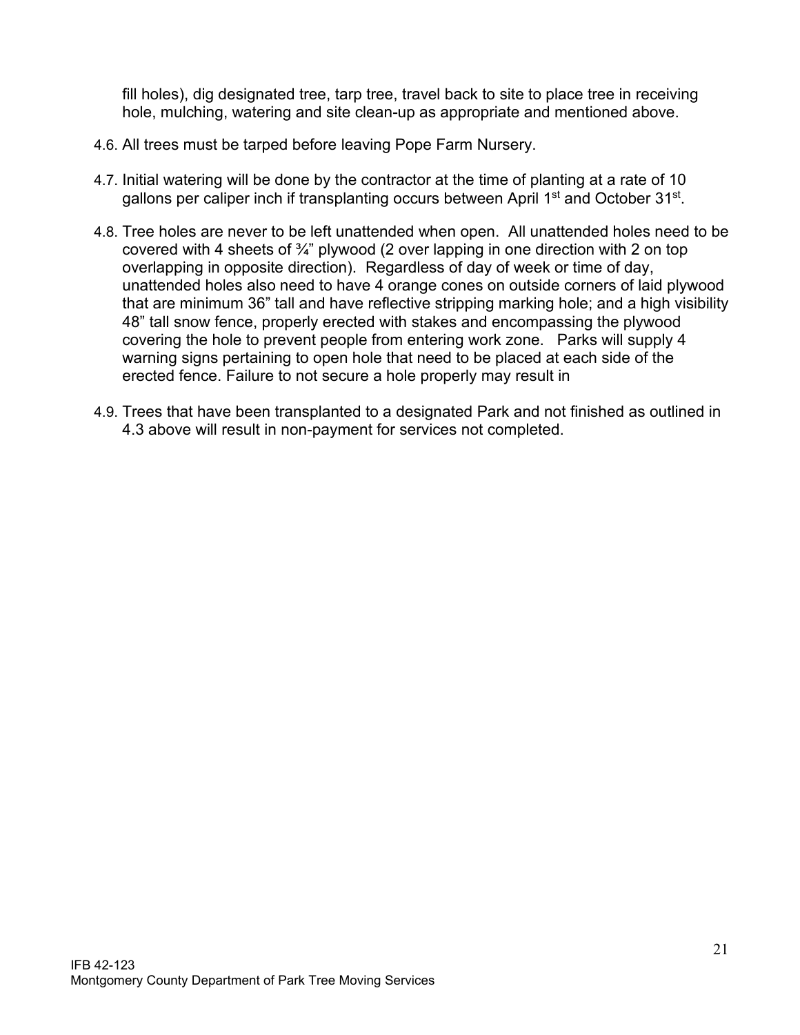fill holes), dig designated tree, tarp tree, travel back to site to place tree in receiving hole, mulching, watering and site clean-up as appropriate and mentioned above.

4.6. All trees must be tarped before leaving Pope Farm Nursery.

4.7. Initial watering will be done by the contractor at the time of planting at a rate of 10 gallons per caliper inch if transplanting occurs between April 1st and October 31st.

4.8. Tree holes are never to be left unattended when open. All unattended holes need to be covered with 4 sheets of ¾" plywood (2 over lapping in one direction with 2 on top overlapping in opposite direction). Regardless of day of week or time of day, unattended holes also need to have 4 orange cones on outside corners of laid plywood that are minimum 36" tall and have reflective stripping marking hole; and a high visibility 48" tall snow fence, properly erected with stakes and encompassing the plywood covering the hole to prevent people from entering work zone. Parks will supply 4 warning signs pertaining to open hole that need to be placed at each side of the erected fence. Failure to not secure a hole properly may result in

4.9. Trees that have been transplanted to a designated Park and not finished as outlined in 4.3 above will result in non-payment for services not completed.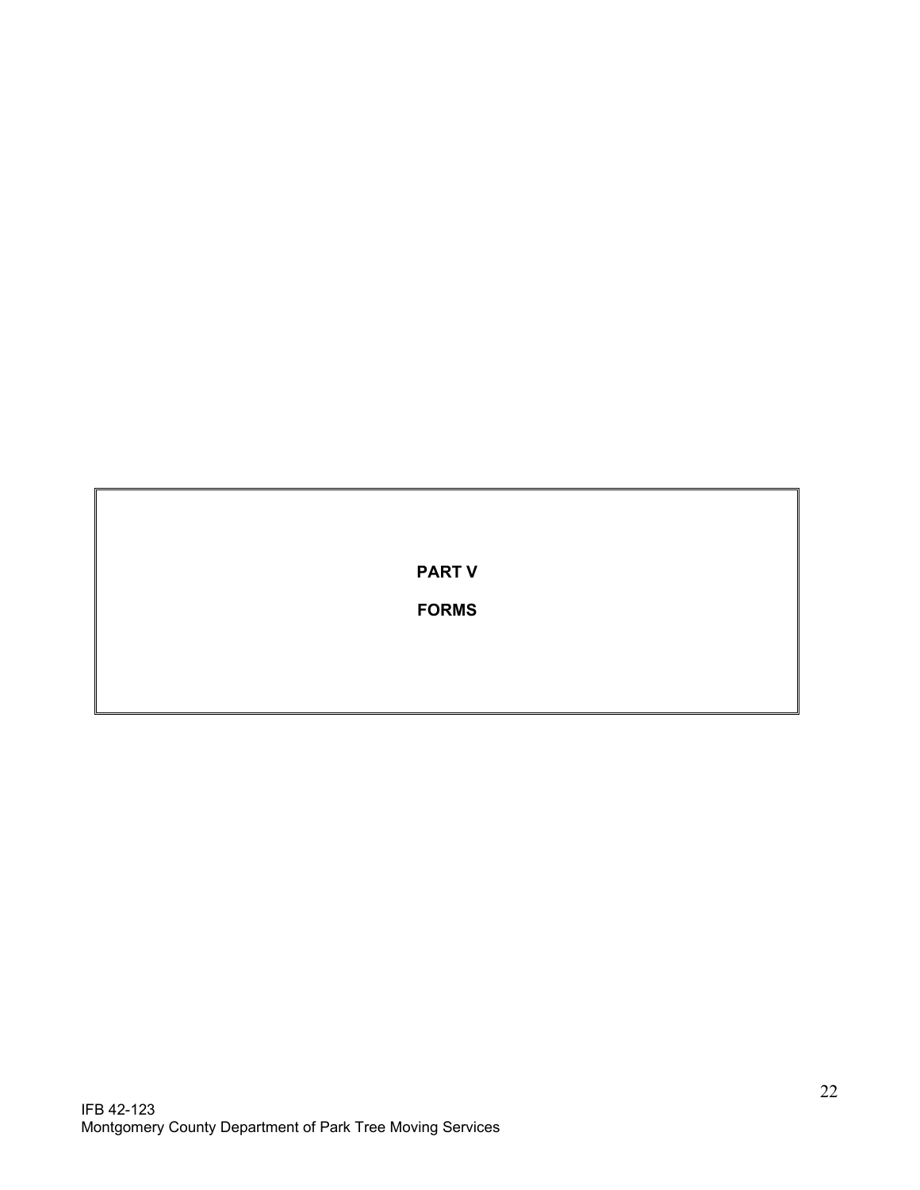# PART V

# FORMS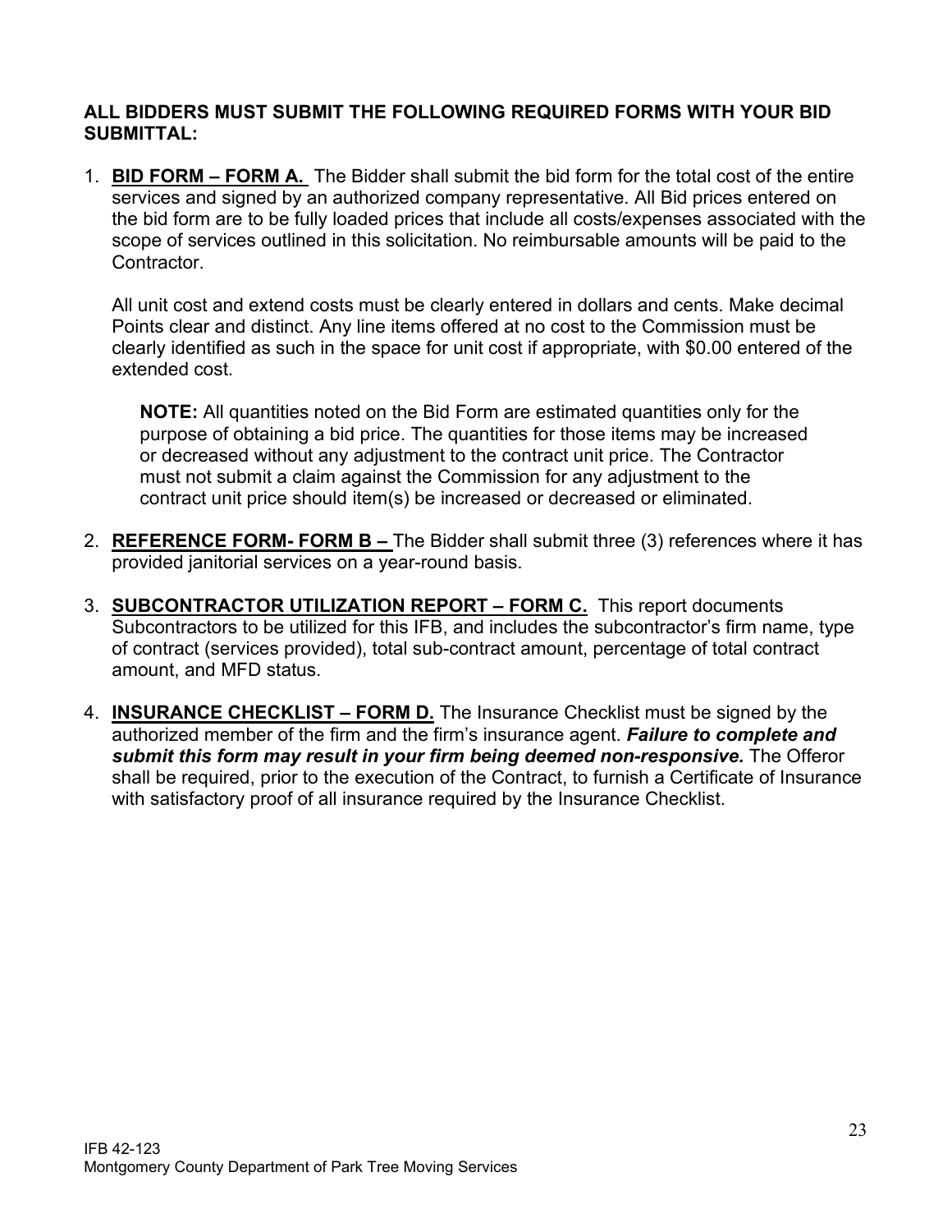**ALL BIDDERS MUST SUBMIT THE FOLLOWING REQUIRED FORMS WITH YOUR BID SUBMITTAL:**

1. **BID FORM – FORM A.** The Bidder shall submit the bid form for the total cost of the entire services and signed by an authorized company representative. All Bid prices entered on the bid form are to be fully loaded prices that include all costs/expenses associated with the scope of services outlined in this solicitation. No reimbursable amounts will be paid to the Contractor.

   All unit cost and extend costs must be clearly entered in dollars and cents. Make decimal Points clear and distinct. Any line items offered at no cost to the Commission must be clearly identified as such in the space for unit cost if appropriate, with $0.00 entered of the extended cost.

   > **NOTE:** All quantities noted on the Bid Form are estimated quantities only for the purpose of obtaining a bid price. The quantities for those items may be increased or decreased without any adjustment to the contract unit price. The Contractor must not submit a claim against the Commission for any adjustment to the contract unit price should item(s) be increased or decreased or eliminated.

2. **REFERENCE FORM- FORM B –** The Bidder shall submit three (3) references where it has provided janitorial services on a year-round basis.

3. **SUBCONTRACTOR UTILIZATION REPORT – FORM C.** This report documents Subcontractors to be utilized for this IFB, and includes the subcontractor's firm name, type of contract (services provided), total sub-contract amount, percentage of total contract amount, and MFD status.

4. **INSURANCE CHECKLIST – FORM D.** The Insurance Checklist must be signed by the authorized member of the firm and the firm's insurance agent. ***Failure to complete and submit this form may result in your firm being deemed non-responsive.*** The Offeror shall be required, prior to the execution of the Contract, to furnish a Certificate of Insurance with satisfactory proof of all insurance required by the Insurance Checklist.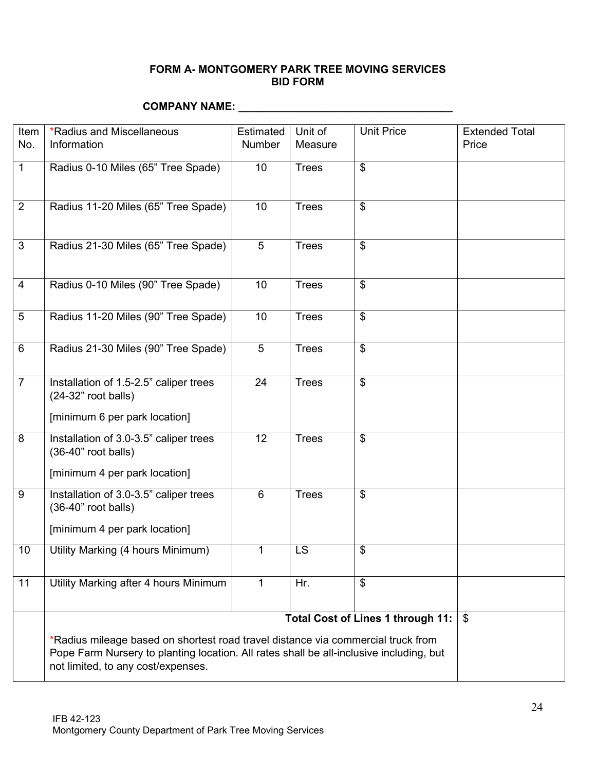**FORM A- MONTGOMERY PARK TREE MOVING SERVICES**
**BID FORM**

**COMPANY NAME: ___________________________________**

| Item No. | *Radius and Miscellaneous Information | Estimated Number | Unit of Measure | Unit Price | Extended Total Price |
|---|---|---|---|---|---|
| 1 | Radius 0-10 Miles (65" Tree Spade) | 10 | Trees | $ | |
| 2 | Radius 11-20 Miles (65" Tree Spade) | 10 | Trees | $ | |
| 3 | Radius 21-30 Miles (65" Tree Spade) | 5 | Trees | $ | |
| 4 | Radius 0-10 Miles (90" Tree Spade) | 10 | Trees | $ | |
| 5 | Radius 11-20 Miles (90" Tree Spade) | 10 | Trees | $ | |
| 6 | Radius 21-30 Miles (90" Tree Spade) | 5 | Trees | $ | |
| 7 | Installation of 1.5-2.5" caliper trees (24-32" root balls) [minimum 6 per park location] | 24 | Trees | $ | |
| 8 | Installation of 3.0-3.5" caliper trees (36-40" root balls) [minimum 4 per park location] | 12 | Trees | $ | |
| 9 | Installation of 3.0-3.5" caliper trees (36-40" root balls) [minimum 4 per park location] | 6 | Trees | $ | |
| 10 | Utility Marking (4 hours Minimum) | 1 | LS | $ | |
| 11 | Utility Marking after 4 hours Minimum | 1 | Hr. | $ | |
| | **Total Cost of Lines 1 through 11:** | | | | $ |

*Radius mileage based on shortest road travel distance via commercial truck from Pope Farm Nursery to planting location. All rates shall be all-inclusive including, but not limited, to any cost/expenses.

IFB 42-123
Montgomery County Department of Park Tree Moving Services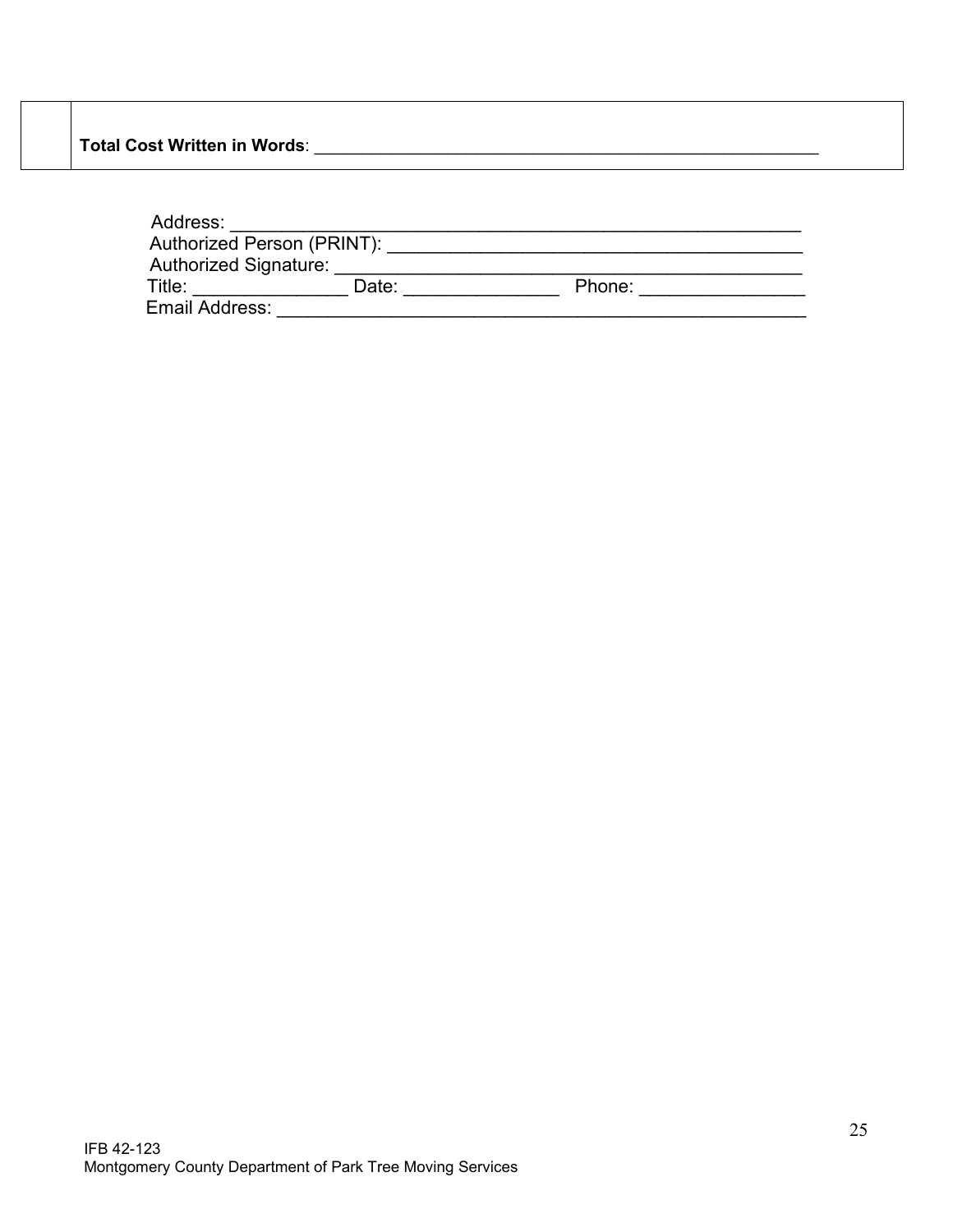| | **Total Cost Written in Words**: ______________________________________________________ |
|---|---|

Address: ______________________________________________________________
Authorized Person (PRINT): ____________________________________________
Authorized Signature: _________________________________________________
Title: _______________ Date: _______________ Phone: ________________
Email Address: ________________________________________________________

IFB 42-123
Montgomery County Department of Park Tree Moving Services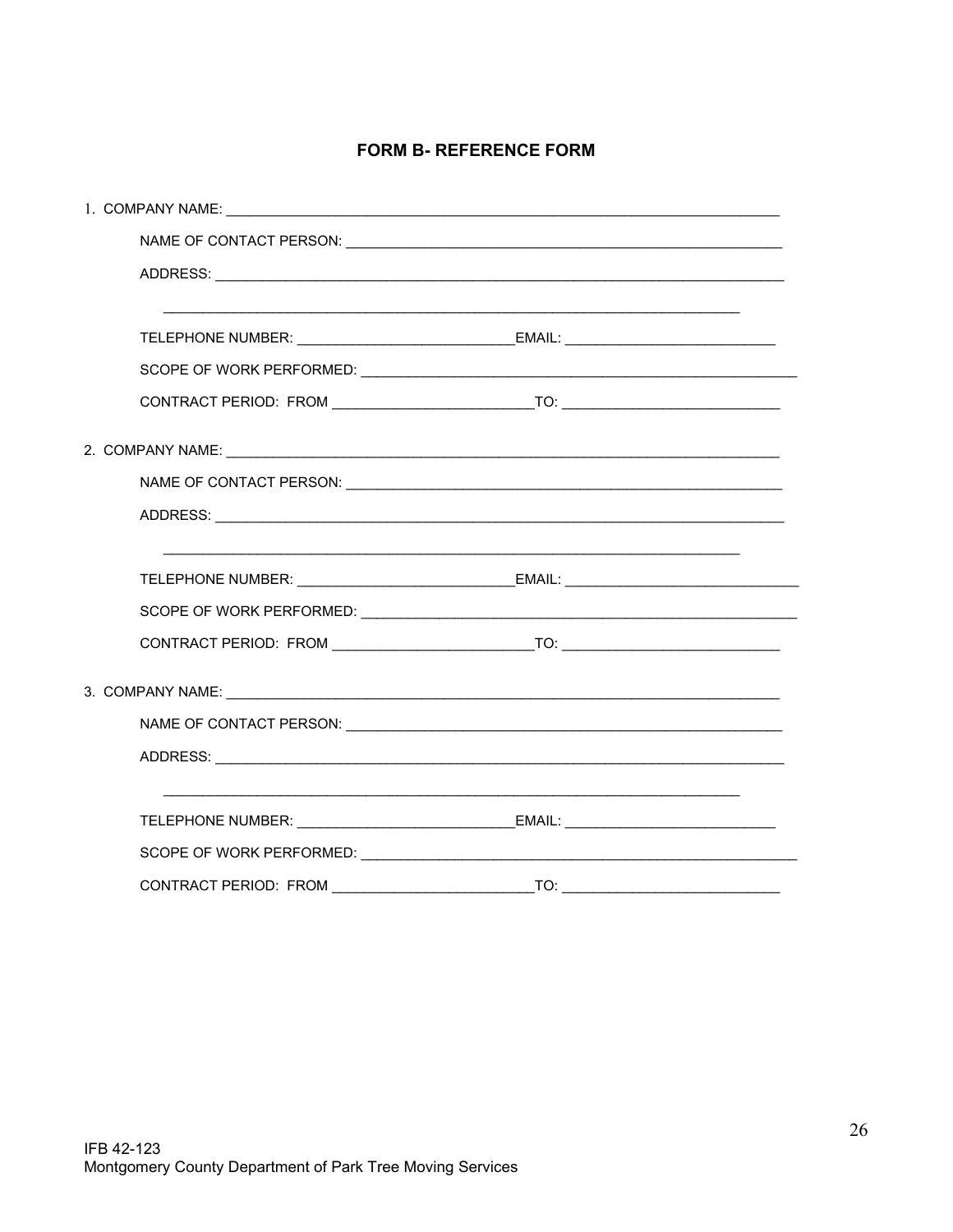## FORM B- REFERENCE FORM

1. COMPANY NAME: ___________________________________________________________________

   NAME OF CONTACT PERSON: __________________________________________________

   ADDRESS: ______________________________________________________________________

   ____________________________________________________________________________

   TELEPHONE NUMBER: _________________________EMAIL: _________________________

   SCOPE OF WORK PERFORMED: _________________________________________________

   CONTRACT PERIOD: FROM _______________________TO: __________________________

2. COMPANY NAME: ___________________________________________________________________

   NAME OF CONTACT PERSON: __________________________________________________

   ADDRESS: ______________________________________________________________________

   ____________________________________________________________________________

   TELEPHONE NUMBER: _________________________EMAIL: ____________________________

   SCOPE OF WORK PERFORMED: _________________________________________________

   CONTRACT PERIOD: FROM _______________________TO: __________________________

3. COMPANY NAME: ___________________________________________________________________

   NAME OF CONTACT PERSON: __________________________________________________

   ADDRESS: ______________________________________________________________________

   ____________________________________________________________________________

   TELEPHONE NUMBER: _________________________EMAIL: _________________________

   SCOPE OF WORK PERFORMED: _________________________________________________

   CONTRACT PERIOD: FROM _______________________TO: __________________________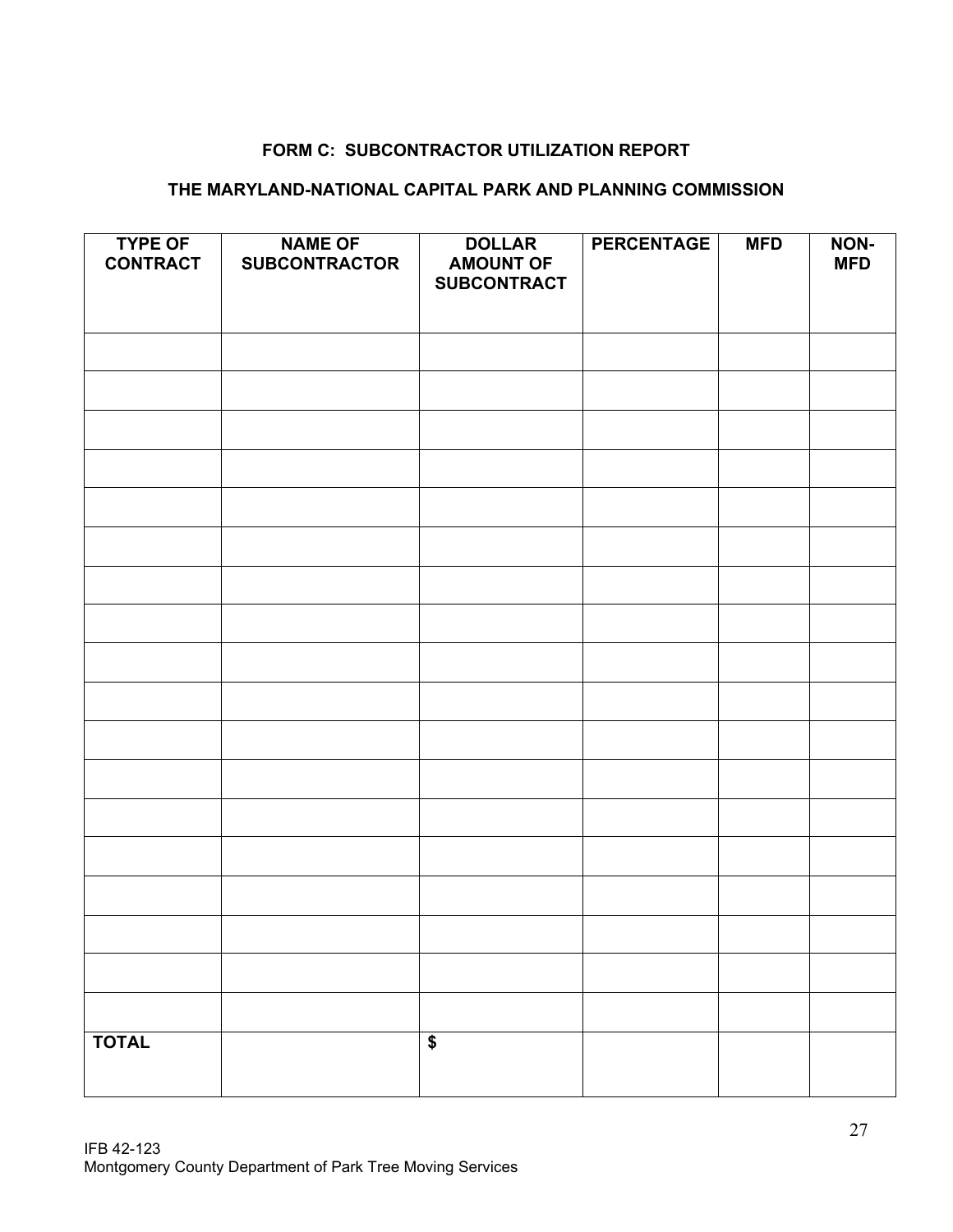**FORM C: SUBCONTRACTOR UTILIZATION REPORT**

**THE MARYLAND-NATIONAL CAPITAL PARK AND PLANNING COMMISSION**

| TYPE OF CONTRACT | NAME OF SUBCONTRACTOR | DOLLAR AMOUNT OF SUBCONTRACT | PERCENTAGE | MFD | NON-MFD |
|---|---|---|---|---|---|
| | | | | | |
| | | | | | |
| | | | | | |
| | | | | | |
| | | | | | |
| | | | | | |
| | | | | | |
| | | | | | |
| | | | | | |
| | | | | | |
| | | | | | |
| | | | | | |
| | | | | | |
| | | | | | |
| | | | | | |
| | | | | | |
| | | | | | |
| | | | | | |
| **TOTAL** | | **$** | | | |

IFB 42-123
Montgomery County Department of Park Tree Moving Services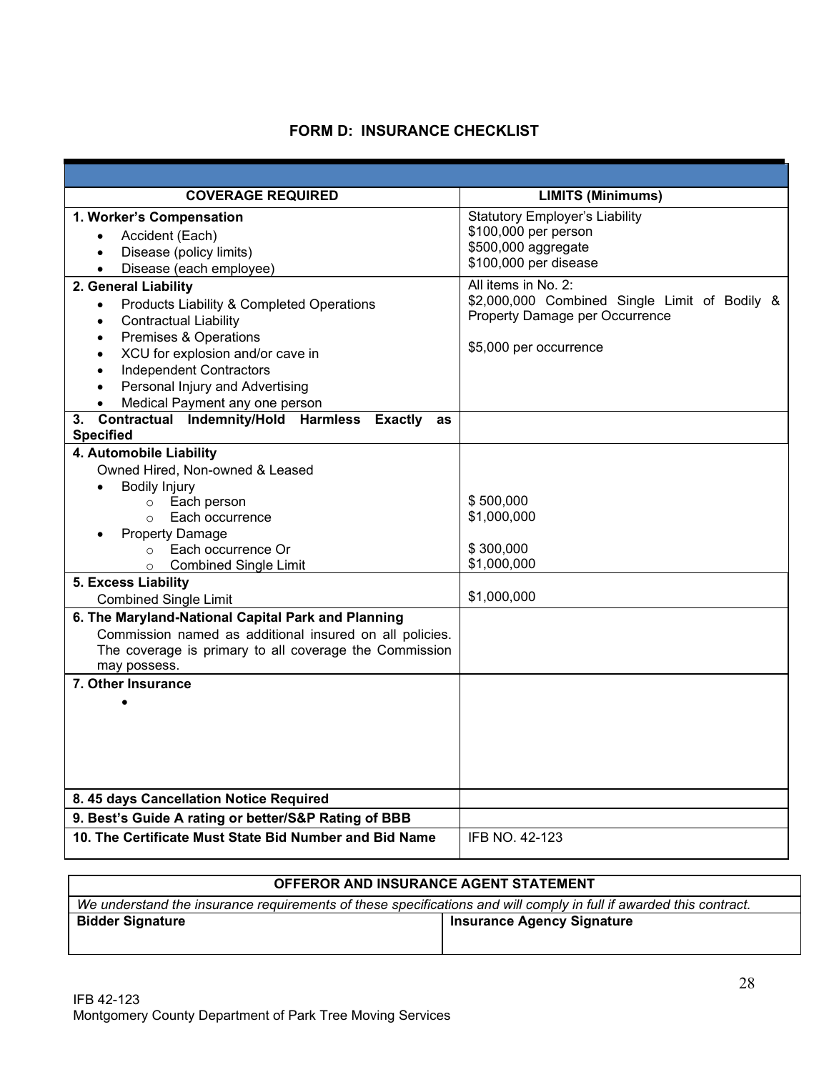## FORM D: INSURANCE CHECKLIST

| COVERAGE REQUIRED | LIMITS (Minimums) |
|---|---|
| **1. Worker's Compensation**<br>• Accident (Each)<br>• Disease (policy limits)<br>• Disease (each employee) | Statutory Employer's Liability<br>$100,000 per person<br>$500,000 aggregate<br>$100,000 per disease |
| **2. General Liability**<br>• Products Liability & Completed Operations<br>• Contractual Liability<br>• Premises & Operations<br>• XCU for explosion and/or cave in<br>• Independent Contractors<br>• Personal Injury and Advertising<br>• Medical Payment any one person | All items in No. 2:<br>$2,000,000 Combined Single Limit of Bodily & Property Damage per Occurrence<br><br>$5,000 per occurrence |
| **3. Contractual Indemnity/Hold Harmless Exactly as Specified** | |
| **4. Automobile Liability**<br>Owned Hired, Non-owned & Leased<br>• Bodily Injury<br>  ○ Each person<br>  ○ Each occurrence<br>• Property Damage<br>  ○ Each occurrence Or<br>  ○ Combined Single Limit | <br><br><br>$ 500,000<br>$1,000,000<br><br>$ 300,000<br>$1,000,000 |
| **5. Excess Liability**<br>Combined Single Limit | $1,000,000 |
| **6. The Maryland-National Capital Park and Planning** Commission named as additional insured on all policies. The coverage is primary to all coverage the Commission may possess. | |
| **7. Other Insurance**<br>• | |
| **8. 45 days Cancellation Notice Required** | |
| **9. Best's Guide A rating or better/S&P Rating of BBB** | |
| **10. The Certificate Must State Bid Number and Bid Name** | IFB NO. 42-123 |

| OFFEROR AND INSURANCE AGENT STATEMENT | |
|---|---|
| *We understand the insurance requirements of these specifications and will comply in full if awarded this contract.* | |
| **Bidder Signature** | **Insurance Agency Signature** |

IFB 42-123
Montgomery County Department of Park Tree Moving Services